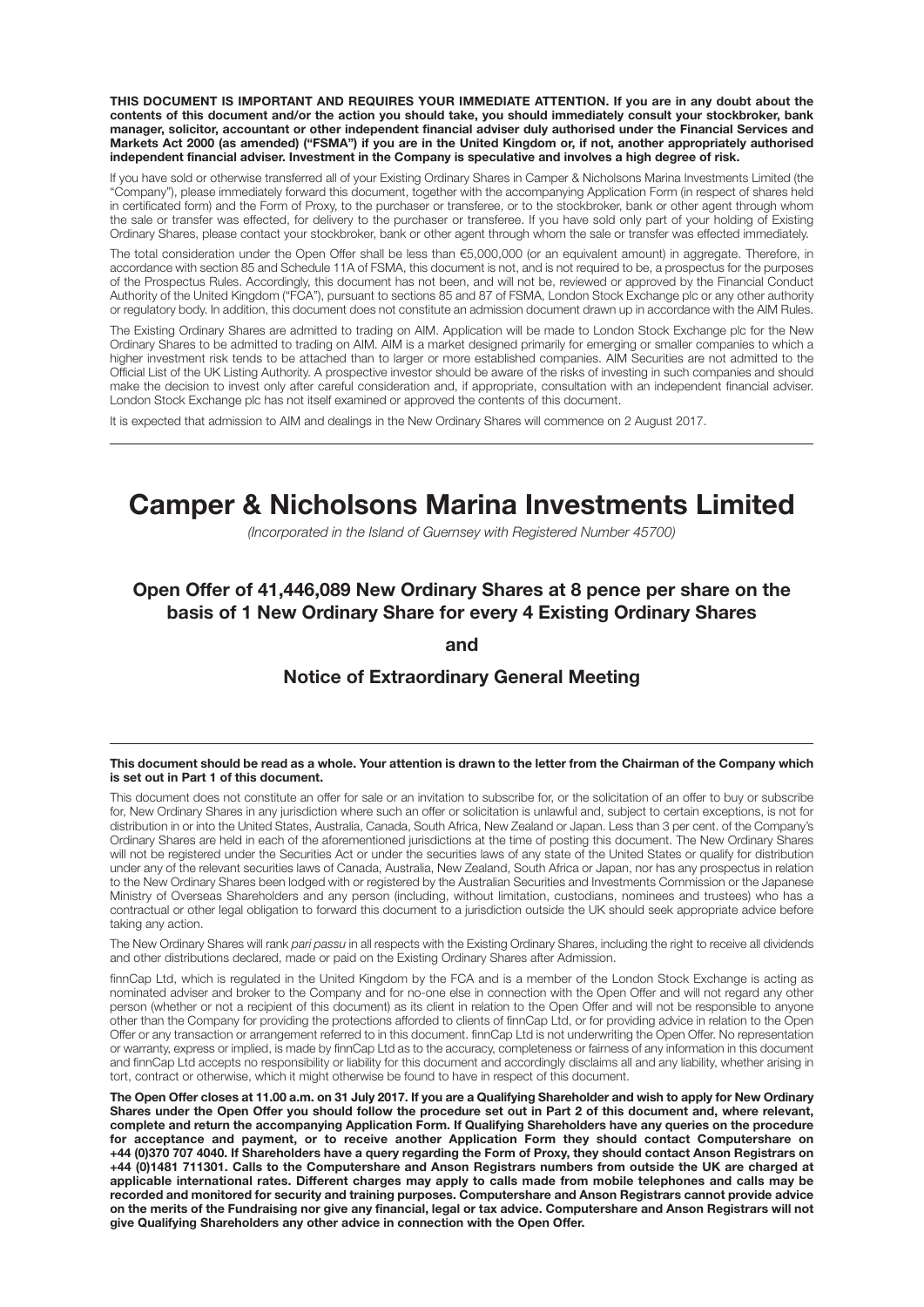**THIS DOCUMENT IS IMPORTANT AND REQUIRES YOUR IMMEDIATE ATTENTION. If you are in any doubt about the contents of this document and/or the action you should take, you should immediately consult your stockbroker, bank manager, solicitor, accountant or other independent financial adviser duly authorised under the Financial Services and Markets Act 2000 (as amended) ("FSMA") if you are in the United Kingdom or, if not, another appropriately authorised independent financial adviser. Investment in the Company is speculative and involves a high degree of risk.**

If you have sold or otherwise transferred all of your Existing Ordinary Shares in Camper & Nicholsons Marina Investments Limited (the "Company"), please immediately forward this document, together with the accompanying Application Form (in respect of shares held in certificated form) and the Form of Proxy, to the purchaser or transferee, or to the stockbroker, bank or other agent through whom the sale or transfer was effected, for delivery to the purchaser or transferee. If you have sold only part of your holding of Existing Ordinary Shares, please contact your stockbroker, bank or other agent through whom the sale or transfer was effected immediately.

The total consideration under the Open Offer shall be less than €5,000,000 (or an equivalent amount) in aggregate. Therefore, in accordance with section 85 and Schedule 11A of FSMA, this document is not, and is not required to be, a prospectus for the purposes of the Prospectus Rules. Accordingly, this document has not been, and will not be, reviewed or approved by the Financial Conduct Authority of the United Kingdom ("FCA"), pursuant to sections 85 and 87 of FSMA, London Stock Exchange plc or any other authority or regulatory body. In addition, this document does not constitute an admission document drawn up in accordance with the AIM Rules.

The Existing Ordinary Shares are admitted to trading on AIM. Application will be made to London Stock Exchange plc for the New Ordinary Shares to be admitted to trading on AIM. AIM is a market designed primarily for emerging or smaller companies to which a higher investment risk tends to be attached than to larger or more established companies. AIM Securities are not admitted to the Official List of the UK Listing Authority. A prospective investor should be aware of the risks of investing in such companies and should make the decision to invest only after careful consideration and, if appropriate, consultation with an independent financial adviser. London Stock Exchange plc has not itself examined or approved the contents of this document.

It is expected that admission to AIM and dealings in the New Ordinary Shares will commence on 2 August 2017.

# Camper & Nicholsons Marina Investments Limited

*(Incorporated in the Island of Guernsey with Registered Number 45700)*

## Open Offer of 41,446,089 New Ordinary Shares at 8 pence per share on the basis of 1 New Ordinary Share for every 4 Existing Ordinary Shares

## and

## Notice of Extraordinary General Meeting

**This document should be read as a whole. Your attention is drawn to the letter from the Chairman of the Company which is set out in Part 1 of this document.**

This document does not constitute an offer for sale or an invitation to subscribe for, or the solicitation of an offer to buy or subscribe for, New Ordinary Shares in any jurisdiction where such an offer or solicitation is unlawful and, subject to certain exceptions, is not for distribution in or into the United States, Australia, Canada, South Africa, New Zealand or Japan. Less than 3 per cent. of the Company's Ordinary Shares are held in each of the aforementioned jurisdictions at the time of posting this document. The New Ordinary Shares will not be registered under the Securities Act or under the securities laws of any state of the United States or qualify for distribution under any of the relevant securities laws of Canada, Australia, New Zealand, South Africa or Japan, nor has any prospectus in relation to the New Ordinary Shares been lodged with or registered by the Australian Securities and Investments Commission or the Japanese Ministry of Overseas Shareholders and any person (including, without limitation, custodians, nominees and trustees) who has a contractual or other legal obligation to forward this document to a jurisdiction outside the UK should seek appropriate advice before taking any action.

The New Ordinary Shares will rank *pari passu* in all respects with the Existing Ordinary Shares, including the right to receive all dividends and other distributions declared, made or paid on the Existing Ordinary Shares after Admission.

finnCap Ltd, which is regulated in the United Kingdom by the FCA and is a member of the London Stock Exchange is acting as nominated adviser and broker to the Company and for no-one else in connection with the Open Offer and will not regard any other person (whether or not a recipient of this document) as its client in relation to the Open Offer and will not be responsible to anyone other than the Company for providing the protections afforded to clients of finnCap Ltd, or for providing advice in relation to the Open Offer or any transaction or arrangement referred to in this document. finnCap Ltd is not underwriting the Open Offer. No representation or warranty, express or implied, is made by finnCap Ltd as to the accuracy, completeness or fairness of any information in this document and finnCap Ltd accepts no responsibility or liability for this document and accordingly disclaims all and any liability, whether arising in tort, contract or otherwise, which it might otherwise be found to have in respect of this document.

**The Open Offer closes at 11.00 a.m. on 31 July 2017. If you are a Qualifying Shareholder and wish to apply for New Ordinary Shares under the Open Offer you should follow the procedure set out in Part 2 of this document and, where relevant, complete and return the accompanying Application Form. If Qualifying Shareholders have any queries on the procedure for acceptance and payment, or to receive another Application Form they should contact Computershare on +44 (0)370 707 4040. If Shareholders have a query regarding the Form of Proxy, they should contact Anson Registrars on +44 (0)1481 711301. Calls to the Computershare and Anson Registrars numbers from outside the UK are charged at applicable international rates. Different charges may apply to calls made from mobile telephones and calls may be recorded and monitored for security and training purposes. Computershare and Anson Registrars cannot provide advice on the merits of the Fundraising nor give any financial, legal or tax advice. Computershare and Anson Registrars will not give Qualifying Shareholders any other advice in connection with the Open Offer.**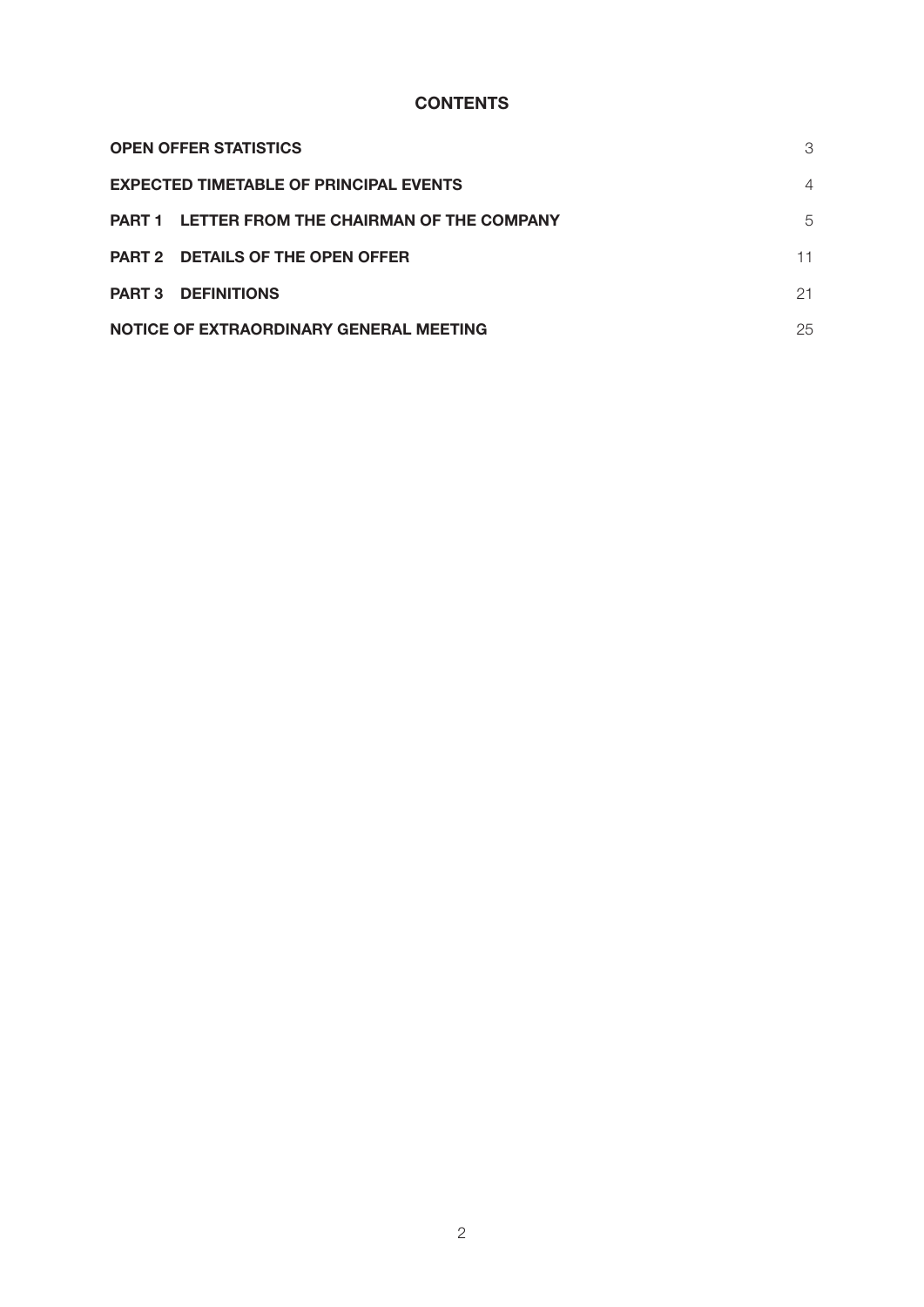# CONTENTS

| | |
|---|---|
| **OPEN OFFER STATISTICS** | 3 |
| **EXPECTED TIMETABLE OF PRINCIPAL EVENTS** | 4 |
| **PART 1 LETTER FROM THE CHAIRMAN OF THE COMPANY** | 5 |
| **PART 2 DETAILS OF THE OPEN OFFER** | 11 |
| **PART 3 DEFINITIONS** | 21 |
| **NOTICE OF EXTRAORDINARY GENERAL MEETING** | 25 |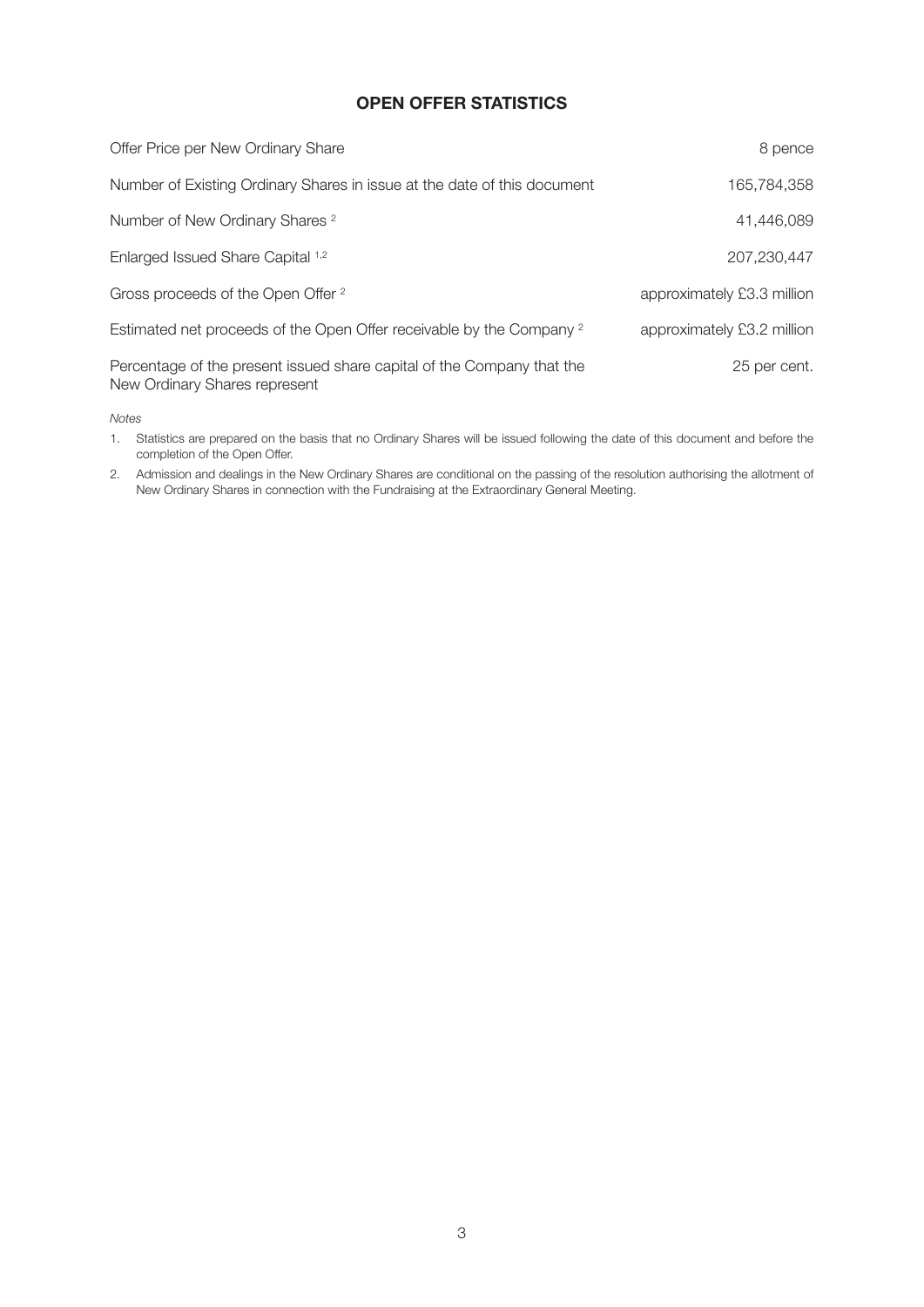## OPEN OFFER STATISTICS

| | |
|---|---|
| Offer Price per New Ordinary Share | 8 pence |
| Number of Existing Ordinary Shares in issue at the date of this document | 165,784,358 |
| Number of New Ordinary Shares [2] | 41,446,089 |
| Enlarged Issued Share Capital [1,2] | 207,230,447 |
| Gross proceeds of the Open Offer [2] | approximately £3.3 million |
| Estimated net proceeds of the Open Offer receivable by the Company [2] | approximately £3.2 million |
| Percentage of the present issued share capital of the Company that the New Ordinary Shares represent | 25 per cent. |

*Notes*

1. Statistics are prepared on the basis that no Ordinary Shares will be issued following the date of this document and before the completion of the Open Offer.
2. Admission and dealings in the New Ordinary Shares are conditional on the passing of the resolution authorising the allotment of New Ordinary Shares in connection with the Fundraising at the Extraordinary General Meeting.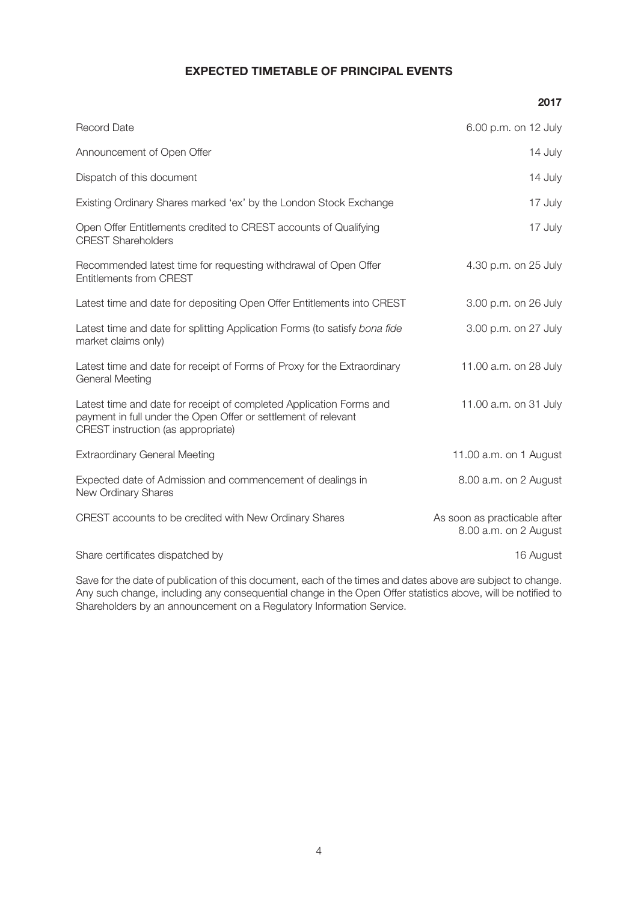## EXPECTED TIMETABLE OF PRINCIPAL EVENTS

| | **2017** |
|---|---|
| Record Date | 6.00 p.m. on 12 July |
| Announcement of Open Offer | 14 July |
| Dispatch of this document | 14 July |
| Existing Ordinary Shares marked 'ex' by the London Stock Exchange | 17 July |
| Open Offer Entitlements credited to CREST accounts of Qualifying CREST Shareholders | 17 July |
| Recommended latest time for requesting withdrawal of Open Offer Entitlements from CREST | 4.30 p.m. on 25 July |
| Latest time and date for depositing Open Offer Entitlements into CREST | 3.00 p.m. on 26 July |
| Latest time and date for splitting Application Forms (to satisfy *bona fide* market claims only) | 3.00 p.m. on 27 July |
| Latest time and date for receipt of Forms of Proxy for the Extraordinary General Meeting | 11.00 a.m. on 28 July |
| Latest time and date for receipt of completed Application Forms and payment in full under the Open Offer or settlement of relevant CREST instruction (as appropriate) | 11.00 a.m. on 31 July |
| Extraordinary General Meeting | 11.00 a.m. on 1 August |
| Expected date of Admission and commencement of dealings in New Ordinary Shares | 8.00 a.m. on 2 August |
| CREST accounts to be credited with New Ordinary Shares | As soon as practicable after 8.00 a.m. on 2 August |
| Share certificates dispatched by | 16 August |

Save for the date of publication of this document, each of the times and dates above are subject to change. Any such change, including any consequential change in the Open Offer statistics above, will be notified to Shareholders by an announcement on a Regulatory Information Service.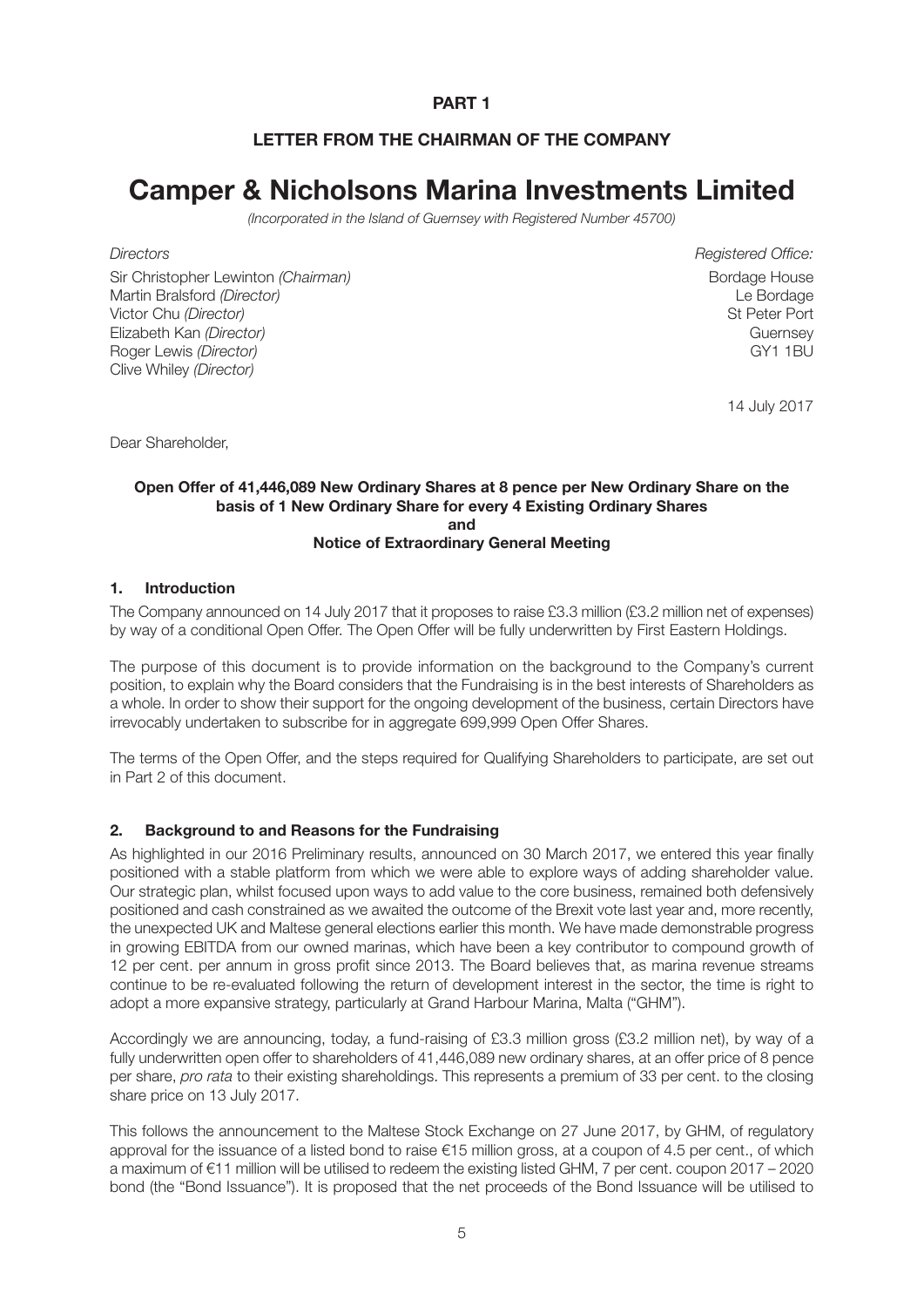**PART 1**

**LETTER FROM THE CHAIRMAN OF THE COMPANY**

# Camper & Nicholsons Marina Investments Limited

*(Incorporated in the Island of Guernsey with Registered Number 45700)*

*Directors*

Sir Christopher Lewinton *(Chairman)*
Martin Bralsford *(Director)*
Victor Chu *(Director)*
Elizabeth Kan *(Director)*
Roger Lewis *(Director)*
Clive Whiley *(Director)*

*Registered Office:*

Bordage House
Le Bordage
St Peter Port
Guernsey
GY1 1BU

14 July 2017

Dear Shareholder,

**Open Offer of 41,446,089 New Ordinary Shares at 8 pence per New Ordinary Share on the basis of 1 New Ordinary Share for every 4 Existing Ordinary Shares**
**and**
**Notice of Extraordinary General Meeting**

## 1. Introduction

The Company announced on 14 July 2017 that it proposes to raise £3.3 million (£3.2 million net of expenses) by way of a conditional Open Offer. The Open Offer will be fully underwritten by First Eastern Holdings.

The purpose of this document is to provide information on the background to the Company's current position, to explain why the Board considers that the Fundraising is in the best interests of Shareholders as a whole. In order to show their support for the ongoing development of the business, certain Directors have irrevocably undertaken to subscribe for in aggregate 699,999 Open Offer Shares.

The terms of the Open Offer, and the steps required for Qualifying Shareholders to participate, are set out in Part 2 of this document.

## 2. Background to and Reasons for the Fundraising

As highlighted in our 2016 Preliminary results, announced on 30 March 2017, we entered this year finally positioned with a stable platform from which we were able to explore ways of adding shareholder value. Our strategic plan, whilst focused upon ways to add value to the core business, remained both defensively positioned and cash constrained as we awaited the outcome of the Brexit vote last year and, more recently, the unexpected UK and Maltese general elections earlier this month. We have made demonstrable progress in growing EBITDA from our owned marinas, which have been a key contributor to compound growth of 12 per cent. per annum in gross profit since 2013. The Board believes that, as marina revenue streams continue to be re-evaluated following the return of development interest in the sector, the time is right to adopt a more expansive strategy, particularly at Grand Harbour Marina, Malta ("GHM").

Accordingly we are announcing, today, a fund-raising of £3.3 million gross (£3.2 million net), by way of a fully underwritten open offer to shareholders of 41,446,089 new ordinary shares, at an offer price of 8 pence per share, *pro rata* to their existing shareholdings. This represents a premium of 33 per cent. to the closing share price on 13 July 2017.

This follows the announcement to the Maltese Stock Exchange on 27 June 2017, by GHM, of regulatory approval for the issuance of a listed bond to raise €15 million gross, at a coupon of 4.5 per cent., of which a maximum of €11 million will be utilised to redeem the existing listed GHM, 7 per cent. coupon 2017 – 2020 bond (the "Bond Issuance"). It is proposed that the net proceeds of the Bond Issuance will be utilised to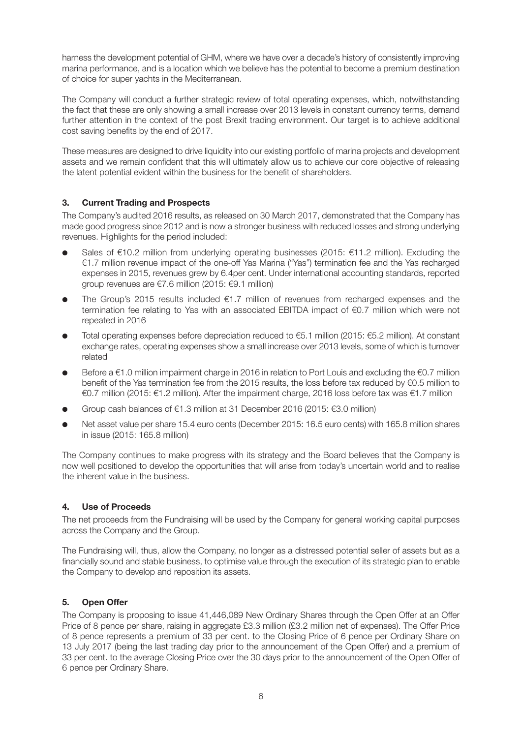harness the development potential of GHM, where we have over a decade's history of consistently improving marina performance, and is a location which we believe has the potential to become a premium destination of choice for super yachts in the Mediterranean.

The Company will conduct a further strategic review of total operating expenses, which, notwithstanding the fact that these are only showing a small increase over 2013 levels in constant currency terms, demand further attention in the context of the post Brexit trading environment. Our target is to achieve additional cost saving benefits by the end of 2017.

These measures are designed to drive liquidity into our existing portfolio of marina projects and development assets and we remain confident that this will ultimately allow us to achieve our core objective of releasing the latent potential evident within the business for the benefit of shareholders.

## 3. Current Trading and Prospects

The Company's audited 2016 results, as released on 30 March 2017, demonstrated that the Company has made good progress since 2012 and is now a stronger business with reduced losses and strong underlying revenues. Highlights for the period included:

- Sales of €10.2 million from underlying operating businesses (2015: €11.2 million). Excluding the €1.7 million revenue impact of the one-off Yas Marina ("Yas") termination fee and the Yas recharged expenses in 2015, revenues grew by 6.4per cent. Under international accounting standards, reported group revenues are €7.6 million (2015: €9.1 million)
- The Group's 2015 results included €1.7 million of revenues from recharged expenses and the termination fee relating to Yas with an associated EBITDA impact of €0.7 million which were not repeated in 2016
- Total operating expenses before depreciation reduced to €5.1 million (2015: €5.2 million). At constant exchange rates, operating expenses show a small increase over 2013 levels, some of which is turnover related
- Before a €1.0 million impairment charge in 2016 in relation to Port Louis and excluding the €0.7 million benefit of the Yas termination fee from the 2015 results, the loss before tax reduced by €0.5 million to €0.7 million (2015: €1.2 million). After the impairment charge, 2016 loss before tax was €1.7 million
- Group cash balances of €1.3 million at 31 December 2016 (2015: €3.0 million)
- Net asset value per share 15.4 euro cents (December 2015: 16.5 euro cents) with 165.8 million shares in issue (2015: 165.8 million)

The Company continues to make progress with its strategy and the Board believes that the Company is now well positioned to develop the opportunities that will arise from today's uncertain world and to realise the inherent value in the business.

## 4. Use of Proceeds

The net proceeds from the Fundraising will be used by the Company for general working capital purposes across the Company and the Group.

The Fundraising will, thus, allow the Company, no longer as a distressed potential seller of assets but as a financially sound and stable business, to optimise value through the execution of its strategic plan to enable the Company to develop and reposition its assets.

## 5. Open Offer

The Company is proposing to issue 41,446,089 New Ordinary Shares through the Open Offer at an Offer Price of 8 pence per share, raising in aggregate £3.3 million (£3.2 million net of expenses). The Offer Price of 8 pence represents a premium of 33 per cent. to the Closing Price of 6 pence per Ordinary Share on 13 July 2017 (being the last trading day prior to the announcement of the Open Offer) and a premium of 33 per cent. to the average Closing Price over the 30 days prior to the announcement of the Open Offer of 6 pence per Ordinary Share.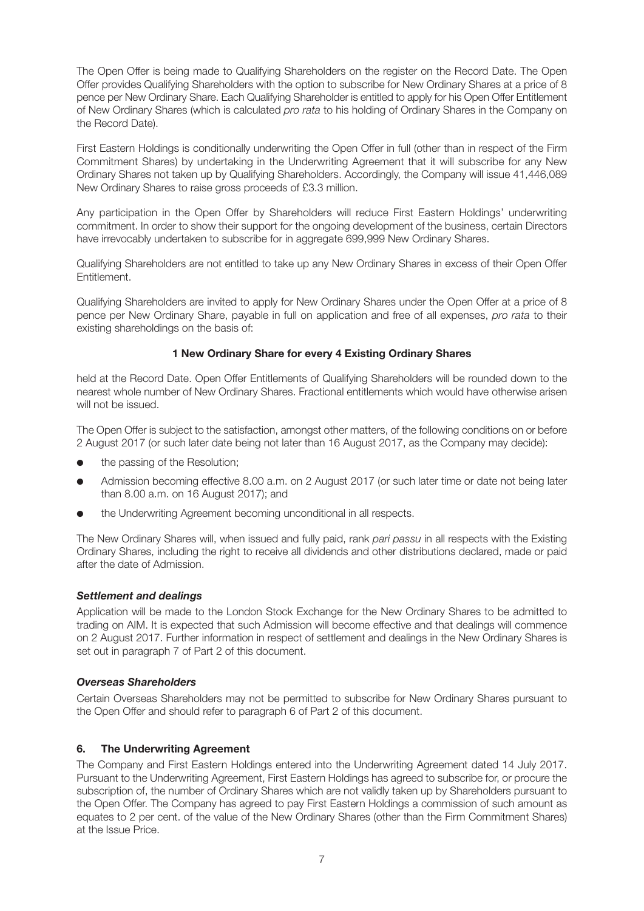The Open Offer is being made to Qualifying Shareholders on the register on the Record Date. The Open Offer provides Qualifying Shareholders with the option to subscribe for New Ordinary Shares at a price of 8 pence per New Ordinary Share. Each Qualifying Shareholder is entitled to apply for his Open Offer Entitlement of New Ordinary Shares (which is calculated *pro rata* to his holding of Ordinary Shares in the Company on the Record Date).

First Eastern Holdings is conditionally underwriting the Open Offer in full (other than in respect of the Firm Commitment Shares) by undertaking in the Underwriting Agreement that it will subscribe for any New Ordinary Shares not taken up by Qualifying Shareholders. Accordingly, the Company will issue 41,446,089 New Ordinary Shares to raise gross proceeds of £3.3 million.

Any participation in the Open Offer by Shareholders will reduce First Eastern Holdings' underwriting commitment. In order to show their support for the ongoing development of the business, certain Directors have irrevocably undertaken to subscribe for in aggregate 699,999 New Ordinary Shares.

Qualifying Shareholders are not entitled to take up any New Ordinary Shares in excess of their Open Offer Entitlement.

Qualifying Shareholders are invited to apply for New Ordinary Shares under the Open Offer at a price of 8 pence per New Ordinary Share, payable in full on application and free of all expenses, *pro rata* to their existing shareholdings on the basis of:

**1 New Ordinary Share for every 4 Existing Ordinary Shares**

held at the Record Date. Open Offer Entitlements of Qualifying Shareholders will be rounded down to the nearest whole number of New Ordinary Shares. Fractional entitlements which would have otherwise arisen will not be issued.

The Open Offer is subject to the satisfaction, amongst other matters, of the following conditions on or before 2 August 2017 (or such later date being not later than 16 August 2017, as the Company may decide):

- the passing of the Resolution;
- Admission becoming effective 8.00 a.m. on 2 August 2017 (or such later time or date not being later than 8.00 a.m. on 16 August 2017); and
- the Underwriting Agreement becoming unconditional in all respects.

The New Ordinary Shares will, when issued and fully paid, rank *pari passu* in all respects with the Existing Ordinary Shares, including the right to receive all dividends and other distributions declared, made or paid after the date of Admission.

***Settlement and dealings***

Application will be made to the London Stock Exchange for the New Ordinary Shares to be admitted to trading on AIM. It is expected that such Admission will become effective and that dealings will commence on 2 August 2017. Further information in respect of settlement and dealings in the New Ordinary Shares is set out in paragraph 7 of Part 2 of this document.

***Overseas Shareholders***

Certain Overseas Shareholders may not be permitted to subscribe for New Ordinary Shares pursuant to the Open Offer and should refer to paragraph 6 of Part 2 of this document.

## 6. The Underwriting Agreement

The Company and First Eastern Holdings entered into the Underwriting Agreement dated 14 July 2017. Pursuant to the Underwriting Agreement, First Eastern Holdings has agreed to subscribe for, or procure the subscription of, the number of Ordinary Shares which are not validly taken up by Shareholders pursuant to the Open Offer. The Company has agreed to pay First Eastern Holdings a commission of such amount as equates to 2 per cent. of the value of the New Ordinary Shares (other than the Firm Commitment Shares) at the Issue Price.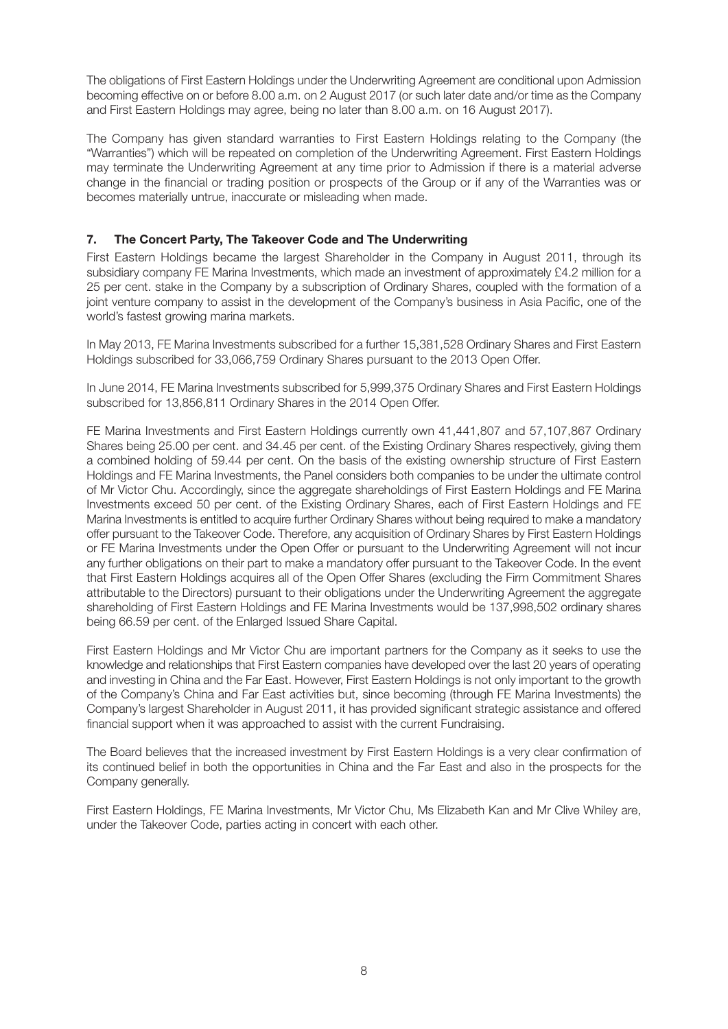The obligations of First Eastern Holdings under the Underwriting Agreement are conditional upon Admission becoming effective on or before 8.00 a.m. on 2 August 2017 (or such later date and/or time as the Company and First Eastern Holdings may agree, being no later than 8.00 a.m. on 16 August 2017).

The Company has given standard warranties to First Eastern Holdings relating to the Company (the "Warranties") which will be repeated on completion of the Underwriting Agreement. First Eastern Holdings may terminate the Underwriting Agreement at any time prior to Admission if there is a material adverse change in the financial or trading position or prospects of the Group or if any of the Warranties was or becomes materially untrue, inaccurate or misleading when made.

## 7. The Concert Party, The Takeover Code and The Underwriting

First Eastern Holdings became the largest Shareholder in the Company in August 2011, through its subsidiary company FE Marina Investments, which made an investment of approximately £4.2 million for a 25 per cent. stake in the Company by a subscription of Ordinary Shares, coupled with the formation of a joint venture company to assist in the development of the Company's business in Asia Pacific, one of the world's fastest growing marina markets.

In May 2013, FE Marina Investments subscribed for a further 15,381,528 Ordinary Shares and First Eastern Holdings subscribed for 33,066,759 Ordinary Shares pursuant to the 2013 Open Offer.

In June 2014, FE Marina Investments subscribed for 5,999,375 Ordinary Shares and First Eastern Holdings subscribed for 13,856,811 Ordinary Shares in the 2014 Open Offer.

FE Marina Investments and First Eastern Holdings currently own 41,441,807 and 57,107,867 Ordinary Shares being 25.00 per cent. and 34.45 per cent. of the Existing Ordinary Shares respectively, giving them a combined holding of 59.44 per cent. On the basis of the existing ownership structure of First Eastern Holdings and FE Marina Investments, the Panel considers both companies to be under the ultimate control of Mr Victor Chu. Accordingly, since the aggregate shareholdings of First Eastern Holdings and FE Marina Investments exceed 50 per cent. of the Existing Ordinary Shares, each of First Eastern Holdings and FE Marina Investments is entitled to acquire further Ordinary Shares without being required to make a mandatory offer pursuant to the Takeover Code. Therefore, any acquisition of Ordinary Shares by First Eastern Holdings or FE Marina Investments under the Open Offer or pursuant to the Underwriting Agreement will not incur any further obligations on their part to make a mandatory offer pursuant to the Takeover Code. In the event that First Eastern Holdings acquires all of the Open Offer Shares (excluding the Firm Commitment Shares attributable to the Directors) pursuant to their obligations under the Underwriting Agreement the aggregate shareholding of First Eastern Holdings and FE Marina Investments would be 137,998,502 ordinary shares being 66.59 per cent. of the Enlarged Issued Share Capital.

First Eastern Holdings and Mr Victor Chu are important partners for the Company as it seeks to use the knowledge and relationships that First Eastern companies have developed over the last 20 years of operating and investing in China and the Far East. However, First Eastern Holdings is not only important to the growth of the Company's China and Far East activities but, since becoming (through FE Marina Investments) the Company's largest Shareholder in August 2011, it has provided significant strategic assistance and offered financial support when it was approached to assist with the current Fundraising.

The Board believes that the increased investment by First Eastern Holdings is a very clear confirmation of its continued belief in both the opportunities in China and the Far East and also in the prospects for the Company generally.

First Eastern Holdings, FE Marina Investments, Mr Victor Chu, Ms Elizabeth Kan and Mr Clive Whiley are, under the Takeover Code, parties acting in concert with each other.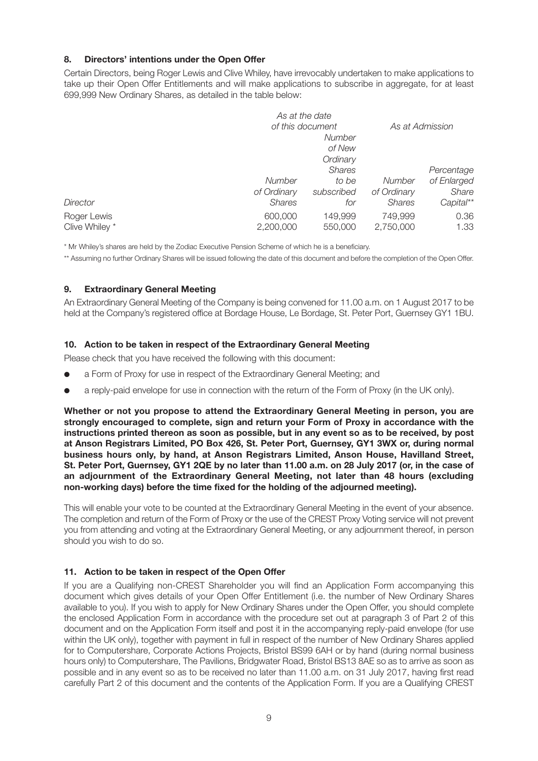## 8. Directors' intentions under the Open Offer

Certain Directors, being Roger Lewis and Clive Whiley, have irrevocably undertaken to make applications to take up their Open Offer Entitlements and will make applications to subscribe in aggregate, for at least 699,999 New Ordinary Shares, as detailed in the table below:

| | *As at the date of this document* | | *As at Admission* | |
|---|---|---|---|---|
| *Director* | *Number of Ordinary Shares* | *Number of New Ordinary Shares to be subscribed for* | *Number of Ordinary Shares* | *Percentage of Enlarged Share Capital\*\** |
| Roger Lewis | 600,000 | 149,999 | 749,999 | 0.36 |
| Clive Whiley * | 2,200,000 | 550,000 | 2,750,000 | 1.33 |

\* Mr Whiley's shares are held by the Zodiac Executive Pension Scheme of which he is a beneficiary.

\*\* Assuming no further Ordinary Shares will be issued following the date of this document and before the completion of the Open Offer.

## 9. Extraordinary General Meeting

An Extraordinary General Meeting of the Company is being convened for 11.00 a.m. on 1 August 2017 to be held at the Company's registered office at Bordage House, Le Bordage, St. Peter Port, Guernsey GY1 1BU.

## 10. Action to be taken in respect of the Extraordinary General Meeting

Please check that you have received the following with this document:

- a Form of Proxy for use in respect of the Extraordinary General Meeting; and
- a reply-paid envelope for use in connection with the return of the Form of Proxy (in the UK only).

**Whether or not you propose to attend the Extraordinary General Meeting in person, you are strongly encouraged to complete, sign and return your Form of Proxy in accordance with the instructions printed thereon as soon as possible, but in any event so as to be received, by post at Anson Registrars Limited, PO Box 426, St. Peter Port, Guernsey, GY1 3WX or, during normal business hours only, by hand, at Anson Registrars Limited, Anson House, Havilland Street, St. Peter Port, Guernsey, GY1 2QE by no later than 11.00 a.m. on 28 July 2017 (or, in the case of an adjournment of the Extraordinary General Meeting, not later than 48 hours (excluding non-working days) before the time fixed for the holding of the adjourned meeting).**

This will enable your vote to be counted at the Extraordinary General Meeting in the event of your absence. The completion and return of the Form of Proxy or the use of the CREST Proxy Voting service will not prevent you from attending and voting at the Extraordinary General Meeting, or any adjournment thereof, in person should you wish to do so.

## 11. Action to be taken in respect of the Open Offer

If you are a Qualifying non-CREST Shareholder you will find an Application Form accompanying this document which gives details of your Open Offer Entitlement (i.e. the number of New Ordinary Shares available to you). If you wish to apply for New Ordinary Shares under the Open Offer, you should complete the enclosed Application Form in accordance with the procedure set out at paragraph 3 of Part 2 of this document and on the Application Form itself and post it in the accompanying reply-paid envelope (for use within the UK only), together with payment in full in respect of the number of New Ordinary Shares applied for to Computershare, Corporate Actions Projects, Bristol BS99 6AH or by hand (during normal business hours only) to Computershare, The Pavilions, Bridgwater Road, Bristol BS13 8AE so as to arrive as soon as possible and in any event so as to be received no later than 11.00 a.m. on 31 July 2017, having first read carefully Part 2 of this document and the contents of the Application Form. If you are a Qualifying CREST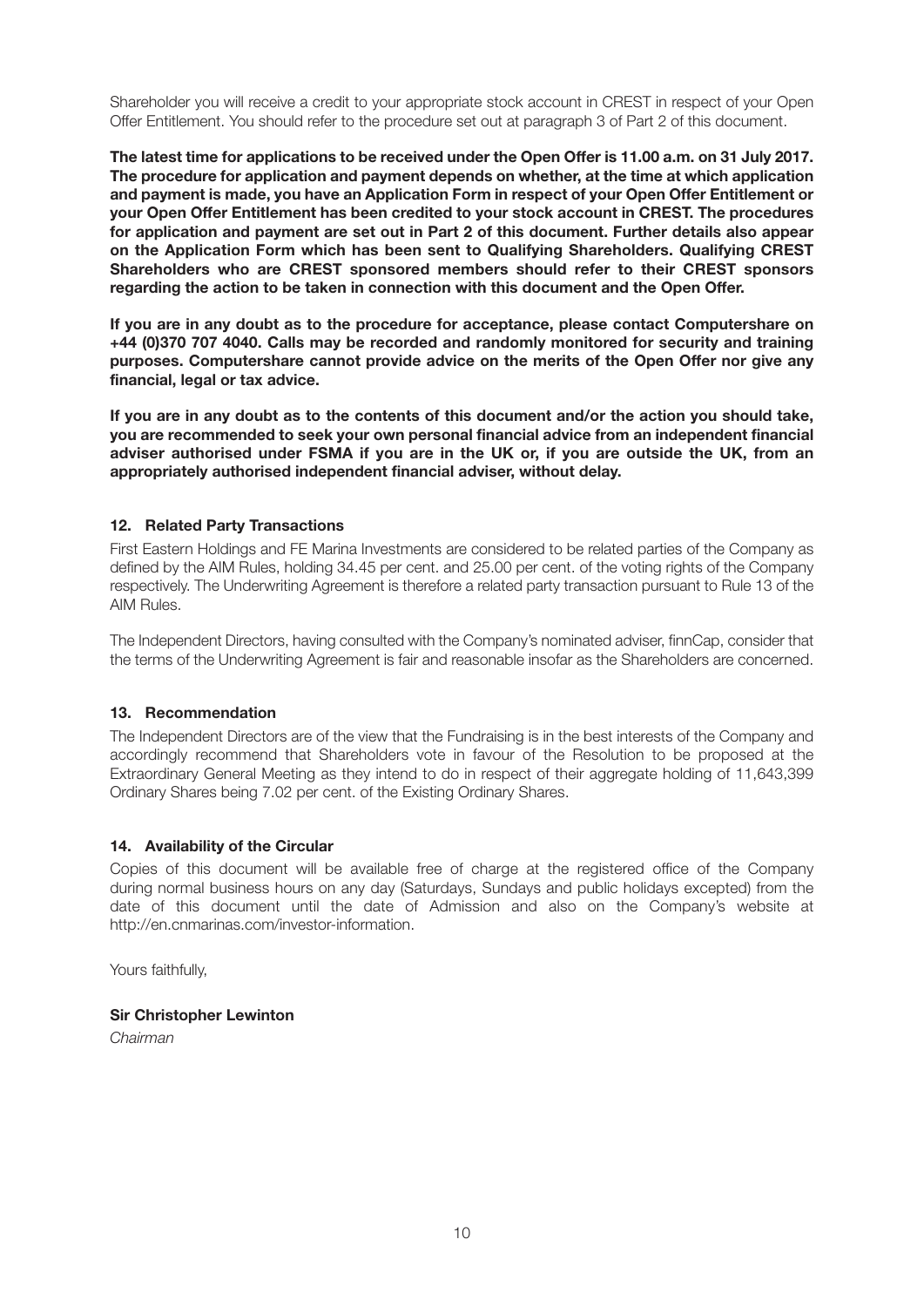Shareholder you will receive a credit to your appropriate stock account in CREST in respect of your Open Offer Entitlement. You should refer to the procedure set out at paragraph 3 of Part 2 of this document.

**The latest time for applications to be received under the Open Offer is 11.00 a.m. on 31 July 2017. The procedure for application and payment depends on whether, at the time at which application and payment is made, you have an Application Form in respect of your Open Offer Entitlement or your Open Offer Entitlement has been credited to your stock account in CREST. The procedures for application and payment are set out in Part 2 of this document. Further details also appear on the Application Form which has been sent to Qualifying Shareholders. Qualifying CREST Shareholders who are CREST sponsored members should refer to their CREST sponsors regarding the action to be taken in connection with this document and the Open Offer.**

**If you are in any doubt as to the procedure for acceptance, please contact Computershare on +44 (0)370 707 4040. Calls may be recorded and randomly monitored for security and training purposes. Computershare cannot provide advice on the merits of the Open Offer nor give any financial, legal or tax advice.**

**If you are in any doubt as to the contents of this document and/or the action you should take, you are recommended to seek your own personal financial advice from an independent financial adviser authorised under FSMA if you are in the UK or, if you are outside the UK, from an appropriately authorised independent financial adviser, without delay.**

### 12. Related Party Transactions

First Eastern Holdings and FE Marina Investments are considered to be related parties of the Company as defined by the AIM Rules, holding 34.45 per cent. and 25.00 per cent. of the voting rights of the Company respectively. The Underwriting Agreement is therefore a related party transaction pursuant to Rule 13 of the AIM Rules.

The Independent Directors, having consulted with the Company's nominated adviser, finnCap, consider that the terms of the Underwriting Agreement is fair and reasonable insofar as the Shareholders are concerned.

### 13. Recommendation

The Independent Directors are of the view that the Fundraising is in the best interests of the Company and accordingly recommend that Shareholders vote in favour of the Resolution to be proposed at the Extraordinary General Meeting as they intend to do in respect of their aggregate holding of 11,643,399 Ordinary Shares being 7.02 per cent. of the Existing Ordinary Shares.

### 14. Availability of the Circular

Copies of this document will be available free of charge at the registered office of the Company during normal business hours on any day (Saturdays, Sundays and public holidays excepted) from the date of this document until the date of Admission and also on the Company's website at http://en.cnmarinas.com/investor-information.

Yours faithfully,

**Sir Christopher Lewinton**
*Chairman*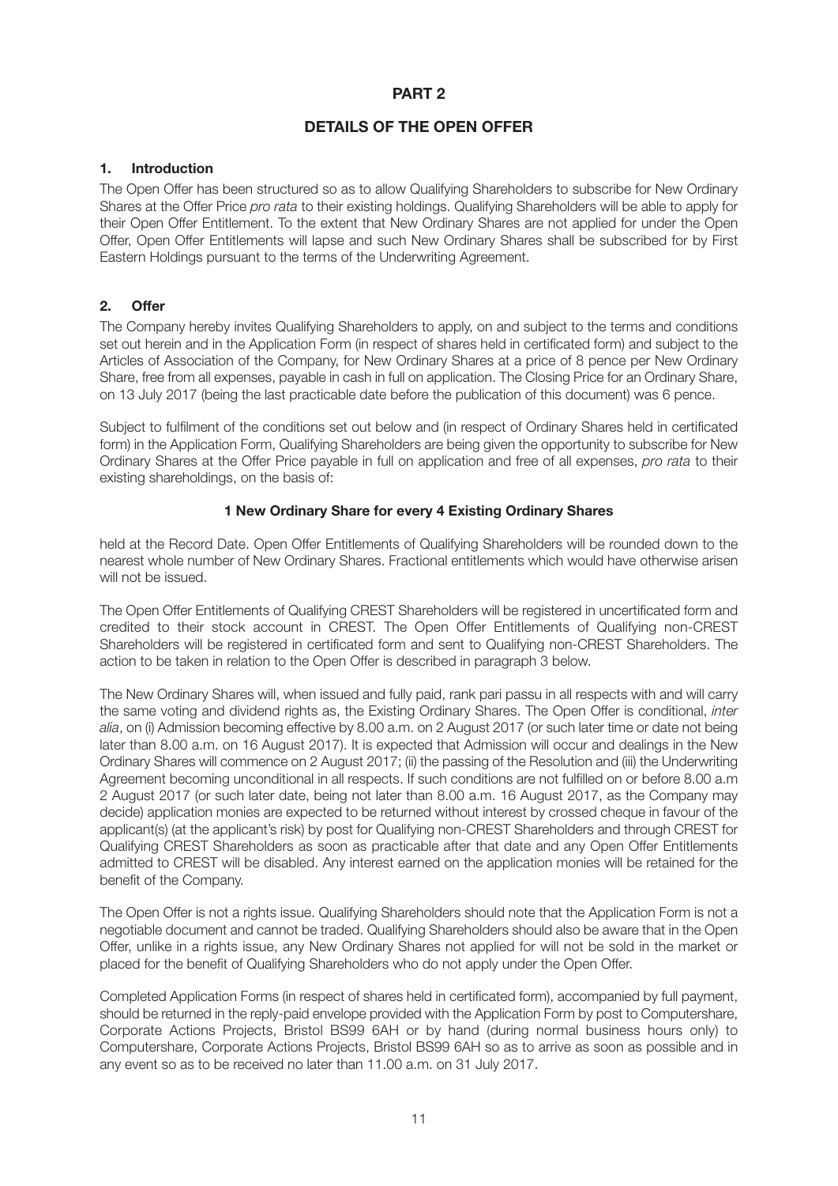# PART 2

## DETAILS OF THE OPEN OFFER

### 1. Introduction

The Open Offer has been structured so as to allow Qualifying Shareholders to subscribe for New Ordinary Shares at the Offer Price *pro rata* to their existing holdings. Qualifying Shareholders will be able to apply for their Open Offer Entitlement. To the extent that New Ordinary Shares are not applied for under the Open Offer, Open Offer Entitlements will lapse and such New Ordinary Shares shall be subscribed for by First Eastern Holdings pursuant to the terms of the Underwriting Agreement.

### 2. Offer

The Company hereby invites Qualifying Shareholders to apply, on and subject to the terms and conditions set out herein and in the Application Form (in respect of shares held in certificated form) and subject to the Articles of Association of the Company, for New Ordinary Shares at a price of 8 pence per New Ordinary Share, free from all expenses, payable in cash in full on application. The Closing Price for an Ordinary Share, on 13 July 2017 (being the last practicable date before the publication of this document) was 6 pence.

Subject to fulfilment of the conditions set out below and (in respect of Ordinary Shares held in certificated form) in the Application Form, Qualifying Shareholders are being given the opportunity to subscribe for New Ordinary Shares at the Offer Price payable in full on application and free of all expenses, *pro rata* to their existing shareholdings, on the basis of:

**1 New Ordinary Share for every 4 Existing Ordinary Shares**

held at the Record Date. Open Offer Entitlements of Qualifying Shareholders will be rounded down to the nearest whole number of New Ordinary Shares. Fractional entitlements which would have otherwise arisen will not be issued.

The Open Offer Entitlements of Qualifying CREST Shareholders will be registered in uncertificated form and credited to their stock account in CREST. The Open Offer Entitlements of Qualifying non-CREST Shareholders will be registered in certificated form and sent to Qualifying non-CREST Shareholders. The action to be taken in relation to the Open Offer is described in paragraph 3 below.

The New Ordinary Shares will, when issued and fully paid, rank pari passu in all respects with and will carry the same voting and dividend rights as, the Existing Ordinary Shares. The Open Offer is conditional, *inter alia*, on (i) Admission becoming effective by 8.00 a.m. on 2 August 2017 (or such later time or date not being later than 8.00 a.m. on 16 August 2017). It is expected that Admission will occur and dealings in the New Ordinary Shares will commence on 2 August 2017; (ii) the passing of the Resolution and (iii) the Underwriting Agreement becoming unconditional in all respects. If such conditions are not fulfilled on or before 8.00 a.m 2 August 2017 (or such later date, being not later than 8.00 a.m. 16 August 2017, as the Company may decide) application monies are expected to be returned without interest by crossed cheque in favour of the applicant(s) (at the applicant's risk) by post for Qualifying non-CREST Shareholders and through CREST for Qualifying CREST Shareholders as soon as practicable after that date and any Open Offer Entitlements admitted to CREST will be disabled. Any interest earned on the application monies will be retained for the benefit of the Company.

The Open Offer is not a rights issue. Qualifying Shareholders should note that the Application Form is not a negotiable document and cannot be traded. Qualifying Shareholders should also be aware that in the Open Offer, unlike in a rights issue, any New Ordinary Shares not applied for will not be sold in the market or placed for the benefit of Qualifying Shareholders who do not apply under the Open Offer.

Completed Application Forms (in respect of shares held in certificated form), accompanied by full payment, should be returned in the reply-paid envelope provided with the Application Form by post to Computershare, Corporate Actions Projects, Bristol BS99 6AH or by hand (during normal business hours only) to Computershare, Corporate Actions Projects, Bristol BS99 6AH so as to arrive as soon as possible and in any event so as to be received no later than 11.00 a.m. on 31 July 2017.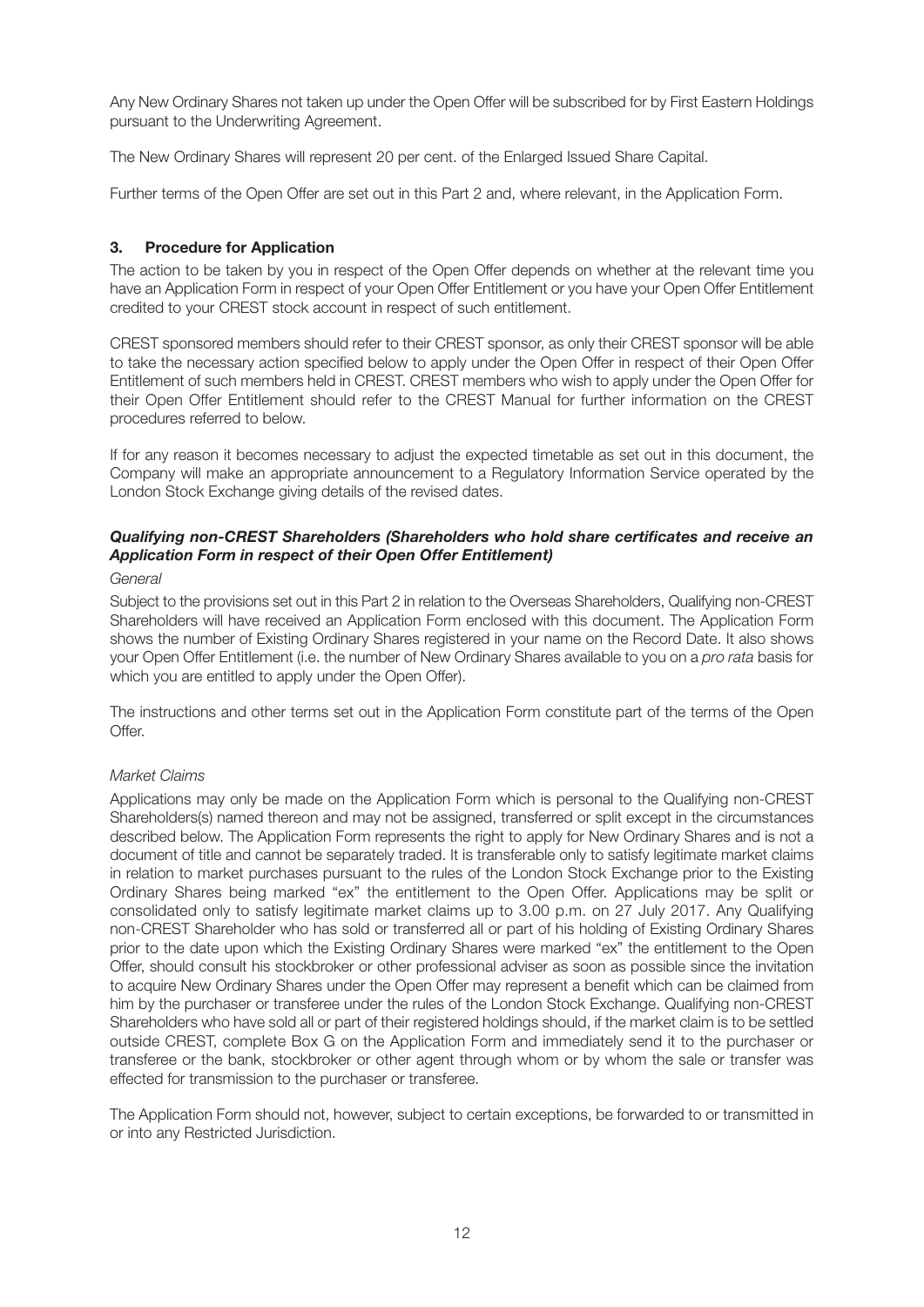Any New Ordinary Shares not taken up under the Open Offer will be subscribed for by First Eastern Holdings pursuant to the Underwriting Agreement.

The New Ordinary Shares will represent 20 per cent. of the Enlarged Issued Share Capital.

Further terms of the Open Offer are set out in this Part 2 and, where relevant, in the Application Form.

### 3. Procedure for Application

The action to be taken by you in respect of the Open Offer depends on whether at the relevant time you have an Application Form in respect of your Open Offer Entitlement or you have your Open Offer Entitlement credited to your CREST stock account in respect of such entitlement.

CREST sponsored members should refer to their CREST sponsor, as only their CREST sponsor will be able to take the necessary action specified below to apply under the Open Offer in respect of their Open Offer Entitlement of such members held in CREST. CREST members who wish to apply under the Open Offer for their Open Offer Entitlement should refer to the CREST Manual for further information on the CREST procedures referred to below.

If for any reason it becomes necessary to adjust the expected timetable as set out in this document, the Company will make an appropriate announcement to a Regulatory Information Service operated by the London Stock Exchange giving details of the revised dates.

#### *Qualifying non-CREST Shareholders (Shareholders who hold share certificates and receive an Application Form in respect of their Open Offer Entitlement)*

*General*

Subject to the provisions set out in this Part 2 in relation to the Overseas Shareholders, Qualifying non-CREST Shareholders will have received an Application Form enclosed with this document. The Application Form shows the number of Existing Ordinary Shares registered in your name on the Record Date. It also shows your Open Offer Entitlement (i.e. the number of New Ordinary Shares available to you on a *pro rata* basis for which you are entitled to apply under the Open Offer).

The instructions and other terms set out in the Application Form constitute part of the terms of the Open Offer.

*Market Claims*

Applications may only be made on the Application Form which is personal to the Qualifying non-CREST Shareholders(s) named thereon and may not be assigned, transferred or split except in the circumstances described below. The Application Form represents the right to apply for New Ordinary Shares and is not a document of title and cannot be separately traded. It is transferable only to satisfy legitimate market claims in relation to market purchases pursuant to the rules of the London Stock Exchange prior to the Existing Ordinary Shares being marked "ex" the entitlement to the Open Offer. Applications may be split or consolidated only to satisfy legitimate market claims up to 3.00 p.m. on 27 July 2017. Any Qualifying non-CREST Shareholder who has sold or transferred all or part of his holding of Existing Ordinary Shares prior to the date upon which the Existing Ordinary Shares were marked "ex" the entitlement to the Open Offer, should consult his stockbroker or other professional adviser as soon as possible since the invitation to acquire New Ordinary Shares under the Open Offer may represent a benefit which can be claimed from him by the purchaser or transferee under the rules of the London Stock Exchange. Qualifying non-CREST Shareholders who have sold all or part of their registered holdings should, if the market claim is to be settled outside CREST, complete Box G on the Application Form and immediately send it to the purchaser or transferee or the bank, stockbroker or other agent through whom or by whom the sale or transfer was effected for transmission to the purchaser or transferee.

The Application Form should not, however, subject to certain exceptions, be forwarded to or transmitted in or into any Restricted Jurisdiction.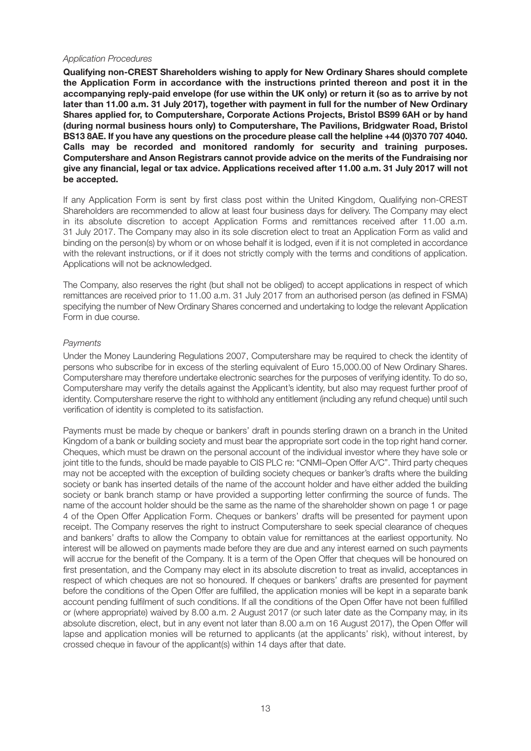*Application Procedures*

**Qualifying non-CREST Shareholders wishing to apply for New Ordinary Shares should complete the Application Form in accordance with the instructions printed thereon and post it in the accompanying reply-paid envelope (for use within the UK only) or return it (so as to arrive by not later than 11.00 a.m. 31 July 2017), together with payment in full for the number of New Ordinary Shares applied for, to Computershare, Corporate Actions Projects, Bristol BS99 6AH or by hand (during normal business hours only) to Computershare, The Pavilions, Bridgwater Road, Bristol BS13 8AE. If you have any questions on the procedure please call the helpline +44 (0)370 707 4040. Calls may be recorded and monitored randomly for security and training purposes. Computershare and Anson Registrars cannot provide advice on the merits of the Fundraising nor give any financial, legal or tax advice. Applications received after 11.00 a.m. 31 July 2017 will not be accepted.**

If any Application Form is sent by first class post within the United Kingdom, Qualifying non-CREST Shareholders are recommended to allow at least four business days for delivery. The Company may elect in its absolute discretion to accept Application Forms and remittances received after 11.00 a.m. 31 July 2017. The Company may also in its sole discretion elect to treat an Application Form as valid and binding on the person(s) by whom or on whose behalf it is lodged, even if it is not completed in accordance with the relevant instructions, or if it does not strictly comply with the terms and conditions of application. Applications will not be acknowledged.

The Company, also reserves the right (but shall not be obliged) to accept applications in respect of which remittances are received prior to 11.00 a.m. 31 July 2017 from an authorised person (as defined in FSMA) specifying the number of New Ordinary Shares concerned and undertaking to lodge the relevant Application Form in due course.

*Payments*

Under the Money Laundering Regulations 2007, Computershare may be required to check the identity of persons who subscribe for in excess of the sterling equivalent of Euro 15,000.00 of New Ordinary Shares. Computershare may therefore undertake electronic searches for the purposes of verifying identity. To do so, Computershare may verify the details against the Applicant's identity, but also may request further proof of identity. Computershare reserve the right to withhold any entitlement (including any refund cheque) until such verification of identity is completed to its satisfaction.

Payments must be made by cheque or bankers' draft in pounds sterling drawn on a branch in the United Kingdom of a bank or building society and must bear the appropriate sort code in the top right hand corner. Cheques, which must be drawn on the personal account of the individual investor where they have sole or joint title to the funds, should be made payable to CIS PLC re: "CNMI–Open Offer A/C". Third party cheques may not be accepted with the exception of building society cheques or banker's drafts where the building society or bank has inserted details of the name of the account holder and have either added the building society or bank branch stamp or have provided a supporting letter confirming the source of funds. The name of the account holder should be the same as the name of the shareholder shown on page 1 or page 4 of the Open Offer Application Form. Cheques or bankers' drafts will be presented for payment upon receipt. The Company reserves the right to instruct Computershare to seek special clearance of cheques and bankers' drafts to allow the Company to obtain value for remittances at the earliest opportunity. No interest will be allowed on payments made before they are due and any interest earned on such payments will accrue for the benefit of the Company. It is a term of the Open Offer that cheques will be honoured on first presentation, and the Company may elect in its absolute discretion to treat as invalid, acceptances in respect of which cheques are not so honoured. If cheques or bankers' drafts are presented for payment before the conditions of the Open Offer are fulfilled, the application monies will be kept in a separate bank account pending fulfilment of such conditions. If all the conditions of the Open Offer have not been fulfilled or (where appropriate) waived by 8.00 a.m. 2 August 2017 (or such later date as the Company may, in its absolute discretion, elect, but in any event not later than 8.00 a.m on 16 August 2017), the Open Offer will lapse and application monies will be returned to applicants (at the applicants' risk), without interest, by crossed cheque in favour of the applicant(s) within 14 days after that date.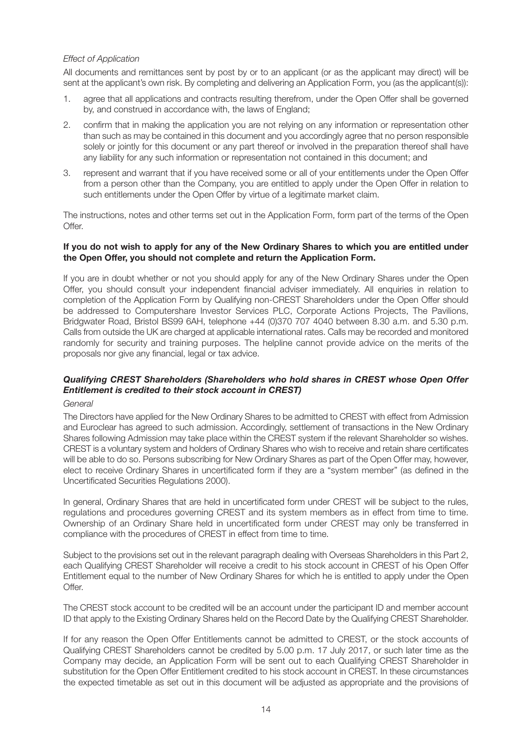*Effect of Application*

All documents and remittances sent by post by or to an applicant (or as the applicant may direct) will be sent at the applicant's own risk. By completing and delivering an Application Form, you (as the applicant(s)):

1. agree that all applications and contracts resulting therefrom, under the Open Offer shall be governed by, and construed in accordance with, the laws of England;
2. confirm that in making the application you are not relying on any information or representation other than such as may be contained in this document and you accordingly agree that no person responsible solely or jointly for this document or any part thereof or involved in the preparation thereof shall have any liability for any such information or representation not contained in this document; and
3. represent and warrant that if you have received some or all of your entitlements under the Open Offer from a person other than the Company, you are entitled to apply under the Open Offer in relation to such entitlements under the Open Offer by virtue of a legitimate market claim.

The instructions, notes and other terms set out in the Application Form, form part of the terms of the Open Offer.

**If you do not wish to apply for any of the New Ordinary Shares to which you are entitled under the Open Offer, you should not complete and return the Application Form.**

If you are in doubt whether or not you should apply for any of the New Ordinary Shares under the Open Offer, you should consult your independent financial adviser immediately. All enquiries in relation to completion of the Application Form by Qualifying non-CREST Shareholders under the Open Offer should be addressed to Computershare Investor Services PLC, Corporate Actions Projects, The Pavilions, Bridgwater Road, Bristol BS99 6AH, telephone +44 (0)370 707 4040 between 8.30 a.m. and 5.30 p.m. Calls from outside the UK are charged at applicable international rates. Calls may be recorded and monitored randomly for security and training purposes. The helpline cannot provide advice on the merits of the proposals nor give any financial, legal or tax advice.

***Qualifying CREST Shareholders (Shareholders who hold shares in CREST whose Open Offer Entitlement is credited to their stock account in CREST)***

*General*

The Directors have applied for the New Ordinary Shares to be admitted to CREST with effect from Admission and Euroclear has agreed to such admission. Accordingly, settlement of transactions in the New Ordinary Shares following Admission may take place within the CREST system if the relevant Shareholder so wishes. CREST is a voluntary system and holders of Ordinary Shares who wish to receive and retain share certificates will be able to do so. Persons subscribing for New Ordinary Shares as part of the Open Offer may, however, elect to receive Ordinary Shares in uncertificated form if they are a "system member" (as defined in the Uncertificated Securities Regulations 2000).

In general, Ordinary Shares that are held in uncertificated form under CREST will be subject to the rules, regulations and procedures governing CREST and its system members as in effect from time to time. Ownership of an Ordinary Share held in uncertificated form under CREST may only be transferred in compliance with the procedures of CREST in effect from time to time.

Subject to the provisions set out in the relevant paragraph dealing with Overseas Shareholders in this Part 2, each Qualifying CREST Shareholder will receive a credit to his stock account in CREST of his Open Offer Entitlement equal to the number of New Ordinary Shares for which he is entitled to apply under the Open Offer.

The CREST stock account to be credited will be an account under the participant ID and member account ID that apply to the Existing Ordinary Shares held on the Record Date by the Qualifying CREST Shareholder.

If for any reason the Open Offer Entitlements cannot be admitted to CREST, or the stock accounts of Qualifying CREST Shareholders cannot be credited by 5.00 p.m. 17 July 2017, or such later time as the Company may decide, an Application Form will be sent out to each Qualifying CREST Shareholder in substitution for the Open Offer Entitlement credited to his stock account in CREST. In these circumstances the expected timetable as set out in this document will be adjusted as appropriate and the provisions of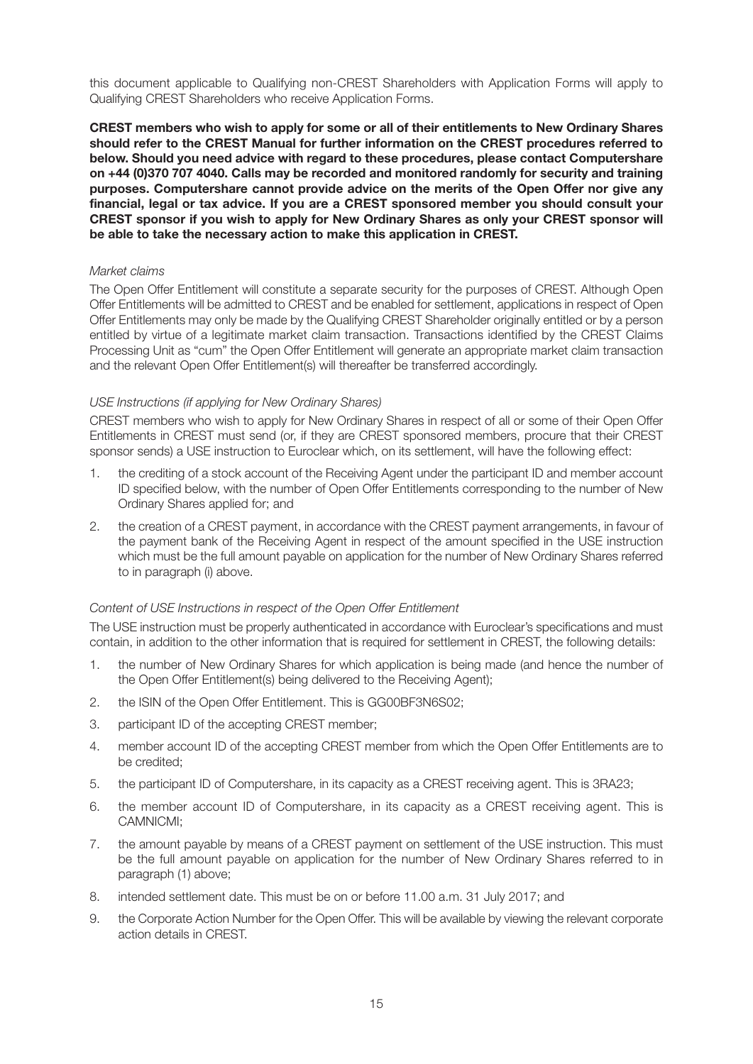this document applicable to Qualifying non-CREST Shareholders with Application Forms will apply to Qualifying CREST Shareholders who receive Application Forms.

**CREST members who wish to apply for some or all of their entitlements to New Ordinary Shares should refer to the CREST Manual for further information on the CREST procedures referred to below. Should you need advice with regard to these procedures, please contact Computershare on +44 (0)370 707 4040. Calls may be recorded and monitored randomly for security and training purposes. Computershare cannot provide advice on the merits of the Open Offer nor give any financial, legal or tax advice. If you are a CREST sponsored member you should consult your CREST sponsor if you wish to apply for New Ordinary Shares as only your CREST sponsor will be able to take the necessary action to make this application in CREST.**

*Market claims*

The Open Offer Entitlement will constitute a separate security for the purposes of CREST. Although Open Offer Entitlements will be admitted to CREST and be enabled for settlement, applications in respect of Open Offer Entitlements may only be made by the Qualifying CREST Shareholder originally entitled or by a person entitled by virtue of a legitimate market claim transaction. Transactions identified by the CREST Claims Processing Unit as "cum" the Open Offer Entitlement will generate an appropriate market claim transaction and the relevant Open Offer Entitlement(s) will thereafter be transferred accordingly.

*USE Instructions (if applying for New Ordinary Shares)*

CREST members who wish to apply for New Ordinary Shares in respect of all or some of their Open Offer Entitlements in CREST must send (or, if they are CREST sponsored members, procure that their CREST sponsor sends) a USE instruction to Euroclear which, on its settlement, will have the following effect:

1. the crediting of a stock account of the Receiving Agent under the participant ID and member account ID specified below, with the number of Open Offer Entitlements corresponding to the number of New Ordinary Shares applied for; and
2. the creation of a CREST payment, in accordance with the CREST payment arrangements, in favour of the payment bank of the Receiving Agent in respect of the amount specified in the USE instruction which must be the full amount payable on application for the number of New Ordinary Shares referred to in paragraph (i) above.

*Content of USE Instructions in respect of the Open Offer Entitlement*

The USE instruction must be properly authenticated in accordance with Euroclear's specifications and must contain, in addition to the other information that is required for settlement in CREST, the following details:

1. the number of New Ordinary Shares for which application is being made (and hence the number of the Open Offer Entitlement(s) being delivered to the Receiving Agent);
2. the ISIN of the Open Offer Entitlement. This is GG00BF3N6S02;
3. participant ID of the accepting CREST member;
4. member account ID of the accepting CREST member from which the Open Offer Entitlements are to be credited;
5. the participant ID of Computershare, in its capacity as a CREST receiving agent. This is 3RA23;
6. the member account ID of Computershare, in its capacity as a CREST receiving agent. This is CAMNICMI;
7. the amount payable by means of a CREST payment on settlement of the USE instruction. This must be the full amount payable on application for the number of New Ordinary Shares referred to in paragraph (1) above;
8. intended settlement date. This must be on or before 11.00 a.m. 31 July 2017; and
9. the Corporate Action Number for the Open Offer. This will be available by viewing the relevant corporate action details in CREST.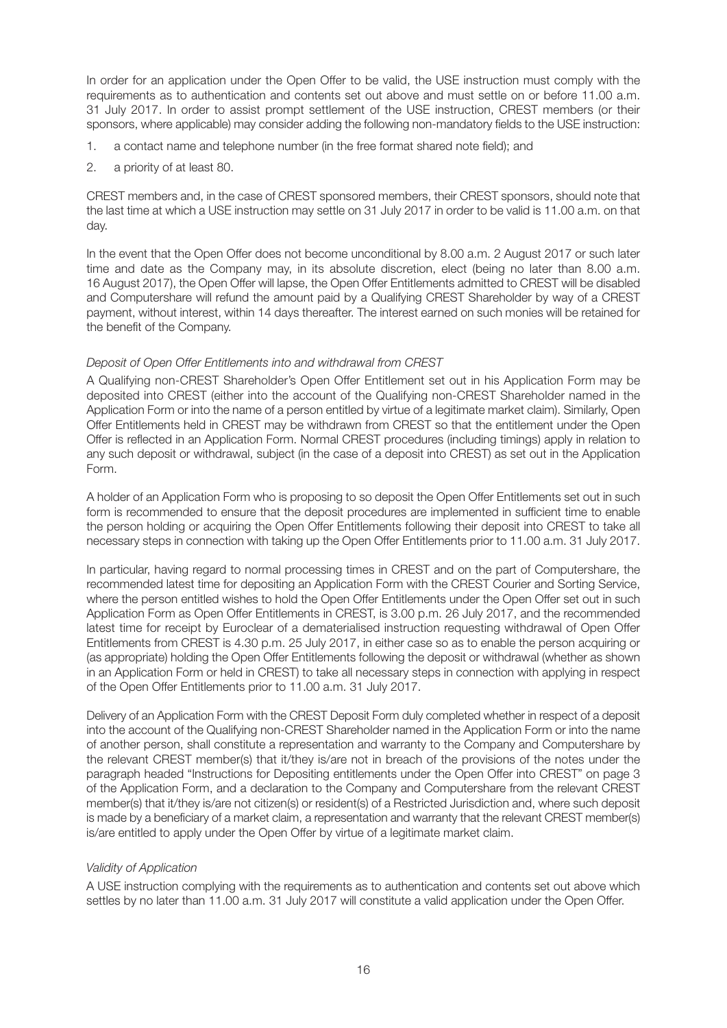In order for an application under the Open Offer to be valid, the USE instruction must comply with the requirements as to authentication and contents set out above and must settle on or before 11.00 a.m. 31 July 2017. In order to assist prompt settlement of the USE instruction, CREST members (or their sponsors, where applicable) may consider adding the following non-mandatory fields to the USE instruction:

1. a contact name and telephone number (in the free format shared note field); and
2. a priority of at least 80.

CREST members and, in the case of CREST sponsored members, their CREST sponsors, should note that the last time at which a USE instruction may settle on 31 July 2017 in order to be valid is 11.00 a.m. on that day.

In the event that the Open Offer does not become unconditional by 8.00 a.m. 2 August 2017 or such later time and date as the Company may, in its absolute discretion, elect (being no later than 8.00 a.m. 16 August 2017), the Open Offer will lapse, the Open Offer Entitlements admitted to CREST will be disabled and Computershare will refund the amount paid by a Qualifying CREST Shareholder by way of a CREST payment, without interest, within 14 days thereafter. The interest earned on such monies will be retained for the benefit of the Company.

*Deposit of Open Offer Entitlements into and withdrawal from CREST*

A Qualifying non-CREST Shareholder's Open Offer Entitlement set out in his Application Form may be deposited into CREST (either into the account of the Qualifying non-CREST Shareholder named in the Application Form or into the name of a person entitled by virtue of a legitimate market claim). Similarly, Open Offer Entitlements held in CREST may be withdrawn from CREST so that the entitlement under the Open Offer is reflected in an Application Form. Normal CREST procedures (including timings) apply in relation to any such deposit or withdrawal, subject (in the case of a deposit into CREST) as set out in the Application Form.

A holder of an Application Form who is proposing to so deposit the Open Offer Entitlements set out in such form is recommended to ensure that the deposit procedures are implemented in sufficient time to enable the person holding or acquiring the Open Offer Entitlements following their deposit into CREST to take all necessary steps in connection with taking up the Open Offer Entitlements prior to 11.00 a.m. 31 July 2017.

In particular, having regard to normal processing times in CREST and on the part of Computershare, the recommended latest time for depositing an Application Form with the CREST Courier and Sorting Service, where the person entitled wishes to hold the Open Offer Entitlements under the Open Offer set out in such Application Form as Open Offer Entitlements in CREST, is 3.00 p.m. 26 July 2017, and the recommended latest time for receipt by Euroclear of a dematerialised instruction requesting withdrawal of Open Offer Entitlements from CREST is 4.30 p.m. 25 July 2017, in either case so as to enable the person acquiring or (as appropriate) holding the Open Offer Entitlements following the deposit or withdrawal (whether as shown in an Application Form or held in CREST) to take all necessary steps in connection with applying in respect of the Open Offer Entitlements prior to 11.00 a.m. 31 July 2017.

Delivery of an Application Form with the CREST Deposit Form duly completed whether in respect of a deposit into the account of the Qualifying non-CREST Shareholder named in the Application Form or into the name of another person, shall constitute a representation and warranty to the Company and Computershare by the relevant CREST member(s) that it/they is/are not in breach of the provisions of the notes under the paragraph headed "Instructions for Depositing entitlements under the Open Offer into CREST" on page 3 of the Application Form, and a declaration to the Company and Computershare from the relevant CREST member(s) that it/they is/are not citizen(s) or resident(s) of a Restricted Jurisdiction and, where such deposit is made by a beneficiary of a market claim, a representation and warranty that the relevant CREST member(s) is/are entitled to apply under the Open Offer by virtue of a legitimate market claim.

*Validity of Application*

A USE instruction complying with the requirements as to authentication and contents set out above which settles by no later than 11.00 a.m. 31 July 2017 will constitute a valid application under the Open Offer.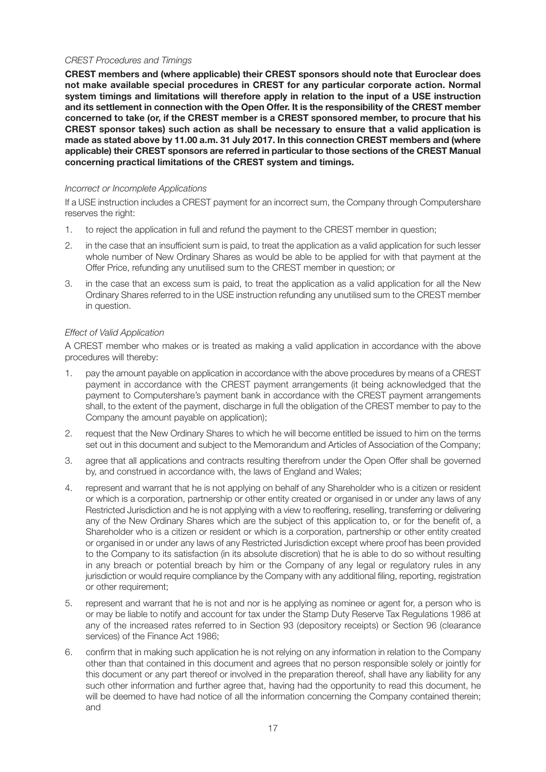*CREST Procedures and Timings*

**CREST members and (where applicable) their CREST sponsors should note that Euroclear does not make available special procedures in CREST for any particular corporate action. Normal system timings and limitations will therefore apply in relation to the input of a USE instruction and its settlement in connection with the Open Offer. It is the responsibility of the CREST member concerned to take (or, if the CREST member is a CREST sponsored member, to procure that his CREST sponsor takes) such action as shall be necessary to ensure that a valid application is made as stated above by 11.00 a.m. 31 July 2017. In this connection CREST members and (where applicable) their CREST sponsors are referred in particular to those sections of the CREST Manual concerning practical limitations of the CREST system and timings.**

*Incorrect or Incomplete Applications*

If a USE instruction includes a CREST payment for an incorrect sum, the Company through Computershare reserves the right:

1. to reject the application in full and refund the payment to the CREST member in question;
2. in the case that an insufficient sum is paid, to treat the application as a valid application for such lesser whole number of New Ordinary Shares as would be able to be applied for with that payment at the Offer Price, refunding any unutilised sum to the CREST member in question; or
3. in the case that an excess sum is paid, to treat the application as a valid application for all the New Ordinary Shares referred to in the USE instruction refunding any unutilised sum to the CREST member in question.

*Effect of Valid Application*

A CREST member who makes or is treated as making a valid application in accordance with the above procedures will thereby:

1. pay the amount payable on application in accordance with the above procedures by means of a CREST payment in accordance with the CREST payment arrangements (it being acknowledged that the payment to Computershare's payment bank in accordance with the CREST payment arrangements shall, to the extent of the payment, discharge in full the obligation of the CREST member to pay to the Company the amount payable on application);
2. request that the New Ordinary Shares to which he will become entitled be issued to him on the terms set out in this document and subject to the Memorandum and Articles of Association of the Company;
3. agree that all applications and contracts resulting therefrom under the Open Offer shall be governed by, and construed in accordance with, the laws of England and Wales;
4. represent and warrant that he is not applying on behalf of any Shareholder who is a citizen or resident or which is a corporation, partnership or other entity created or organised in or under any laws of any Restricted Jurisdiction and he is not applying with a view to reoffering, reselling, transferring or delivering any of the New Ordinary Shares which are the subject of this application to, or for the benefit of, a Shareholder who is a citizen or resident or which is a corporation, partnership or other entity created or organised in or under any laws of any Restricted Jurisdiction except where proof has been provided to the Company to its satisfaction (in its absolute discretion) that he is able to do so without resulting in any breach or potential breach by him or the Company of any legal or regulatory rules in any jurisdiction or would require compliance by the Company with any additional filing, reporting, registration or other requirement;
5. represent and warrant that he is not and nor is he applying as nominee or agent for, a person who is or may be liable to notify and account for tax under the Stamp Duty Reserve Tax Regulations 1986 at any of the increased rates referred to in Section 93 (depository receipts) or Section 96 (clearance services) of the Finance Act 1986;
6. confirm that in making such application he is not relying on any information in relation to the Company other than that contained in this document and agrees that no person responsible solely or jointly for this document or any part thereof or involved in the preparation thereof, shall have any liability for any such other information and further agree that, having had the opportunity to read this document, he will be deemed to have had notice of all the information concerning the Company contained therein; and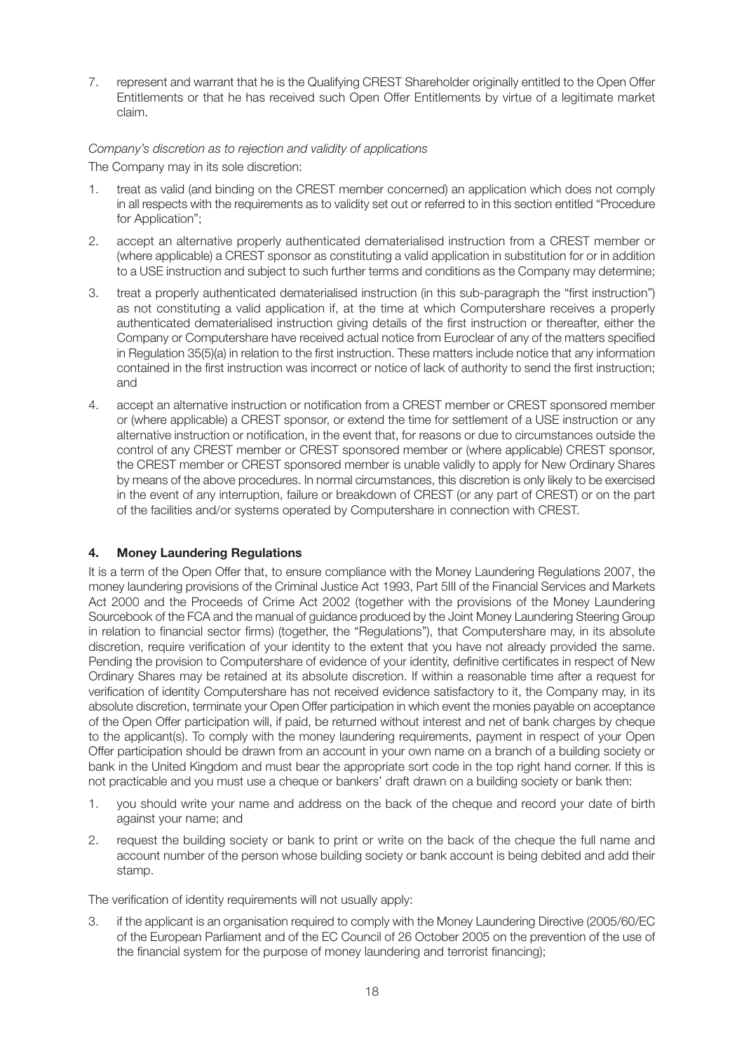7. represent and warrant that he is the Qualifying CREST Shareholder originally entitled to the Open Offer Entitlements or that he has received such Open Offer Entitlements by virtue of a legitimate market claim.

*Company's discretion as to rejection and validity of applications*

The Company may in its sole discretion:

1. treat as valid (and binding on the CREST member concerned) an application which does not comply in all respects with the requirements as to validity set out or referred to in this section entitled "Procedure for Application";
2. accept an alternative properly authenticated dematerialised instruction from a CREST member or (where applicable) a CREST sponsor as constituting a valid application in substitution for or in addition to a USE instruction and subject to such further terms and conditions as the Company may determine;
3. treat a properly authenticated dematerialised instruction (in this sub-paragraph the "first instruction") as not constituting a valid application if, at the time at which Computershare receives a properly authenticated dematerialised instruction giving details of the first instruction or thereafter, either the Company or Computershare have received actual notice from Euroclear of any of the matters specified in Regulation 35(5)(a) in relation to the first instruction. These matters include notice that any information contained in the first instruction was incorrect or notice of lack of authority to send the first instruction; and
4. accept an alternative instruction or notification from a CREST member or CREST sponsored member or (where applicable) a CREST sponsor, or extend the time for settlement of a USE instruction or any alternative instruction or notification, in the event that, for reasons or due to circumstances outside the control of any CREST member or CREST sponsored member or (where applicable) CREST sponsor, the CREST member or CREST sponsored member is unable validly to apply for New Ordinary Shares by means of the above procedures. In normal circumstances, this discretion is only likely to be exercised in the event of any interruption, failure or breakdown of CREST (or any part of CREST) or on the part of the facilities and/or systems operated by Computershare in connection with CREST.

## 4. Money Laundering Regulations

It is a term of the Open Offer that, to ensure compliance with the Money Laundering Regulations 2007, the money laundering provisions of the Criminal Justice Act 1993, Part 5III of the Financial Services and Markets Act 2000 and the Proceeds of Crime Act 2002 (together with the provisions of the Money Laundering Sourcebook of the FCA and the manual of guidance produced by the Joint Money Laundering Steering Group in relation to financial sector firms) (together, the "Regulations"), that Computershare may, in its absolute discretion, require verification of your identity to the extent that you have not already provided the same. Pending the provision to Computershare of evidence of your identity, definitive certificates in respect of New Ordinary Shares may be retained at its absolute discretion. If within a reasonable time after a request for verification of identity Computershare has not received evidence satisfactory to it, the Company may, in its absolute discretion, terminate your Open Offer participation in which event the monies payable on acceptance of the Open Offer participation will, if paid, be returned without interest and net of bank charges by cheque to the applicant(s). To comply with the money laundering requirements, payment in respect of your Open Offer participation should be drawn from an account in your own name on a branch of a building society or bank in the United Kingdom and must bear the appropriate sort code in the top right hand corner. If this is not practicable and you must use a cheque or bankers' draft drawn on a building society or bank then:

1. you should write your name and address on the back of the cheque and record your date of birth against your name; and
2. request the building society or bank to print or write on the back of the cheque the full name and account number of the person whose building society or bank account is being debited and add their stamp.

The verification of identity requirements will not usually apply:

3. if the applicant is an organisation required to comply with the Money Laundering Directive (2005/60/EC of the European Parliament and of the EC Council of 26 October 2005 on the prevention of the use of the financial system for the purpose of money laundering and terrorist financing);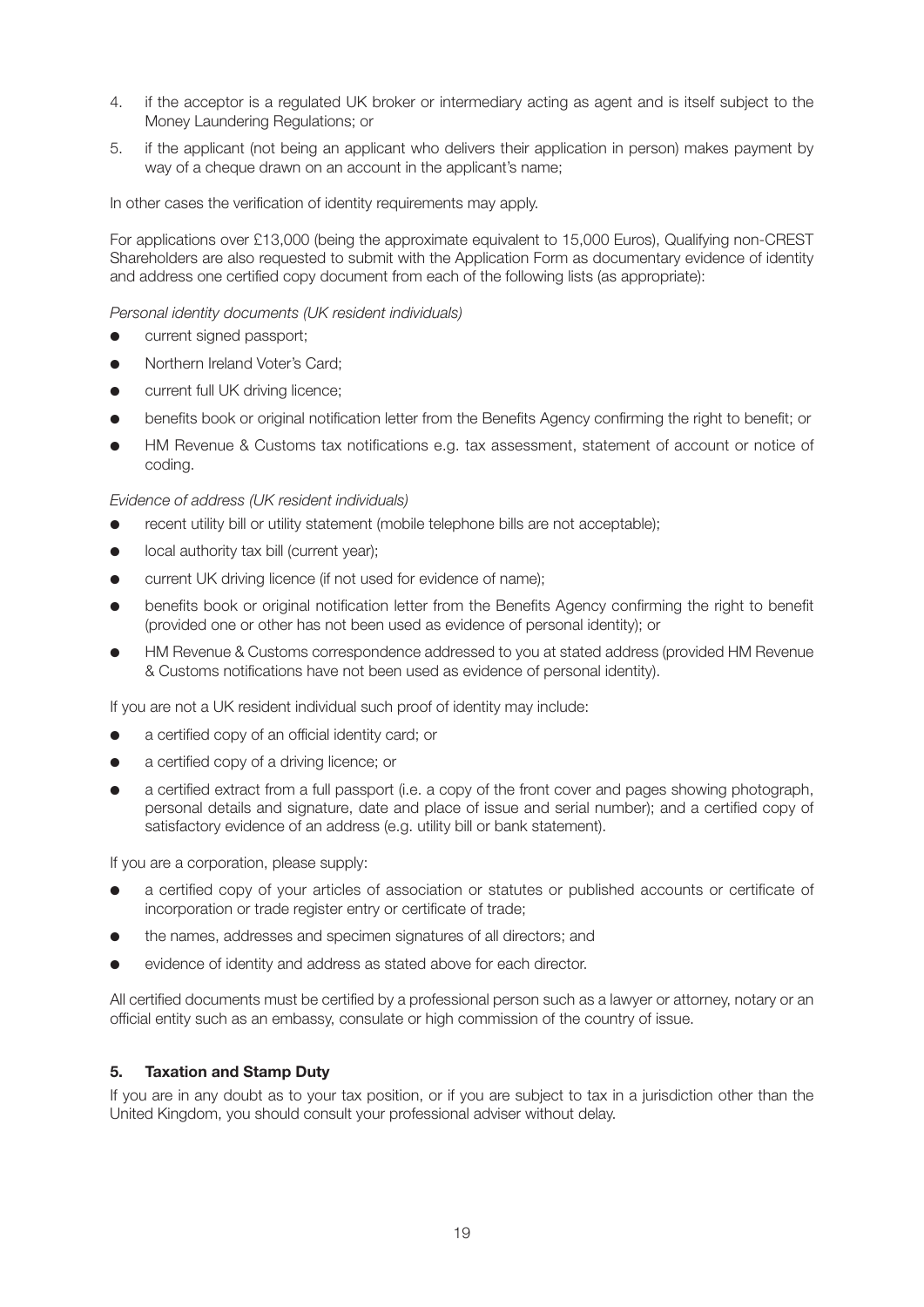4. if the acceptor is a regulated UK broker or intermediary acting as agent and is itself subject to the Money Laundering Regulations; or
5. if the applicant (not being an applicant who delivers their application in person) makes payment by way of a cheque drawn on an account in the applicant's name;

In other cases the verification of identity requirements may apply.

For applications over £13,000 (being the approximate equivalent to 15,000 Euros), Qualifying non-CREST Shareholders are also requested to submit with the Application Form as documentary evidence of identity and address one certified copy document from each of the following lists (as appropriate):

*Personal identity documents (UK resident individuals)*

- current signed passport;
- Northern Ireland Voter's Card;
- current full UK driving licence;
- benefits book or original notification letter from the Benefits Agency confirming the right to benefit; or
- HM Revenue & Customs tax notifications e.g. tax assessment, statement of account or notice of coding.

*Evidence of address (UK resident individuals)*

- recent utility bill or utility statement (mobile telephone bills are not acceptable);
- local authority tax bill (current year);
- current UK driving licence (if not used for evidence of name);
- benefits book or original notification letter from the Benefits Agency confirming the right to benefit (provided one or other has not been used as evidence of personal identity); or
- HM Revenue & Customs correspondence addressed to you at stated address (provided HM Revenue & Customs notifications have not been used as evidence of personal identity).

If you are not a UK resident individual such proof of identity may include:

- a certified copy of an official identity card; or
- a certified copy of a driving licence; or
- a certified extract from a full passport (i.e. a copy of the front cover and pages showing photograph, personal details and signature, date and place of issue and serial number); and a certified copy of satisfactory evidence of an address (e.g. utility bill or bank statement).

If you are a corporation, please supply:

- a certified copy of your articles of association or statutes or published accounts or certificate of incorporation or trade register entry or certificate of trade;
- the names, addresses and specimen signatures of all directors; and
- evidence of identity and address as stated above for each director.

All certified documents must be certified by a professional person such as a lawyer or attorney, notary or an official entity such as an embassy, consulate or high commission of the country of issue.

### 5. Taxation and Stamp Duty

If you are in any doubt as to your tax position, or if you are subject to tax in a jurisdiction other than the United Kingdom, you should consult your professional adviser without delay.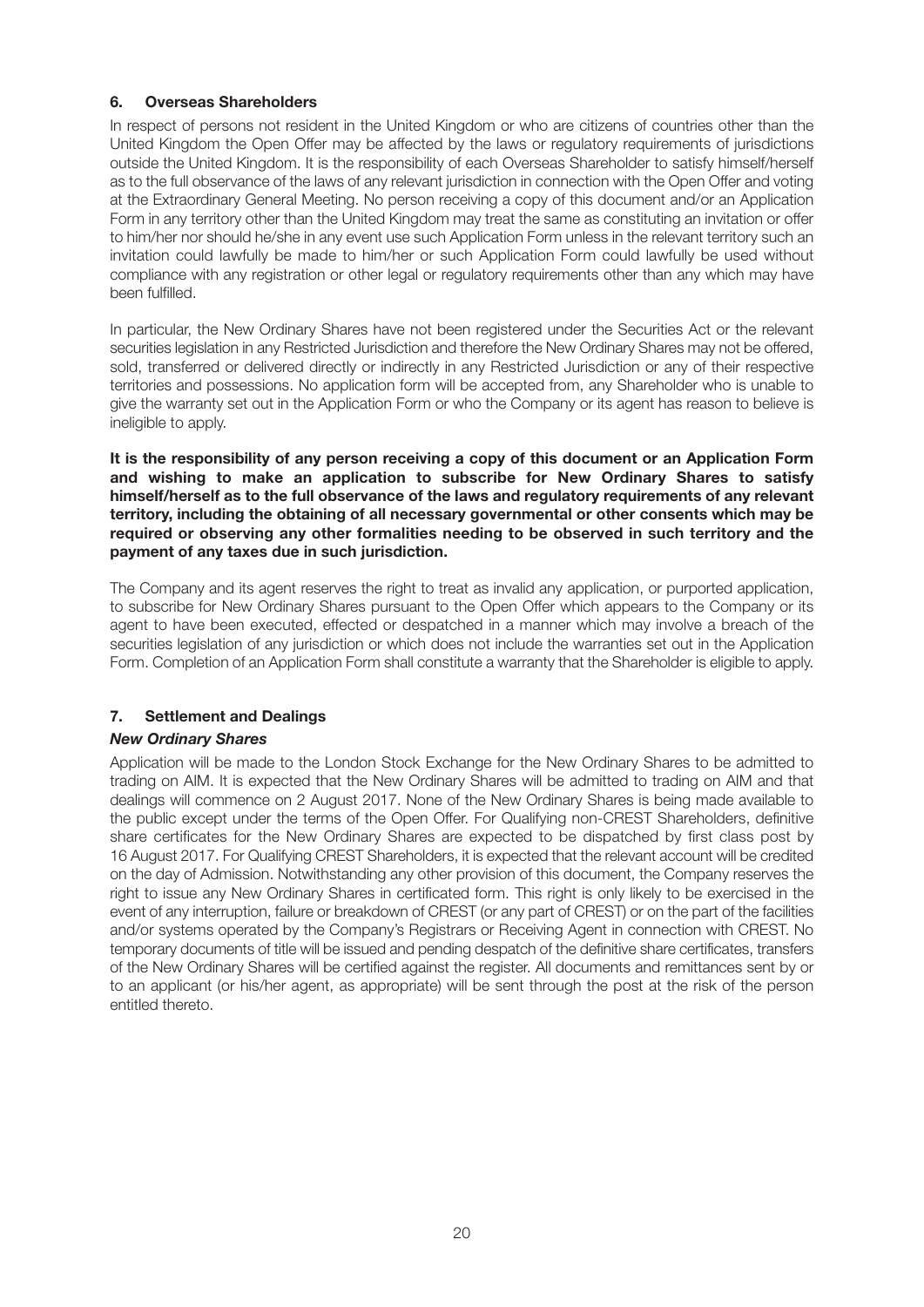## 6. Overseas Shareholders

In respect of persons not resident in the United Kingdom or who are citizens of countries other than the United Kingdom the Open Offer may be affected by the laws or regulatory requirements of jurisdictions outside the United Kingdom. It is the responsibility of each Overseas Shareholder to satisfy himself/herself as to the full observance of the laws of any relevant jurisdiction in connection with the Open Offer and voting at the Extraordinary General Meeting. No person receiving a copy of this document and/or an Application Form in any territory other than the United Kingdom may treat the same as constituting an invitation or offer to him/her nor should he/she in any event use such Application Form unless in the relevant territory such an invitation could lawfully be made to him/her or such Application Form could lawfully be used without compliance with any registration or other legal or regulatory requirements other than any which may have been fulfilled.

In particular, the New Ordinary Shares have not been registered under the Securities Act or the relevant securities legislation in any Restricted Jurisdiction and therefore the New Ordinary Shares may not be offered, sold, transferred or delivered directly or indirectly in any Restricted Jurisdiction or any of their respective territories and possessions. No application form will be accepted from, any Shareholder who is unable to give the warranty set out in the Application Form or who the Company or its agent has reason to believe is ineligible to apply.

**It is the responsibility of any person receiving a copy of this document or an Application Form and wishing to make an application to subscribe for New Ordinary Shares to satisfy himself/herself as to the full observance of the laws and regulatory requirements of any relevant territory, including the obtaining of all necessary governmental or other consents which may be required or observing any other formalities needing to be observed in such territory and the payment of any taxes due in such jurisdiction.**

The Company and its agent reserves the right to treat as invalid any application, or purported application, to subscribe for New Ordinary Shares pursuant to the Open Offer which appears to the Company or its agent to have been executed, effected or despatched in a manner which may involve a breach of the securities legislation of any jurisdiction or which does not include the warranties set out in the Application Form. Completion of an Application Form shall constitute a warranty that the Shareholder is eligible to apply.

## 7. Settlement and Dealings

### *New Ordinary Shares*

Application will be made to the London Stock Exchange for the New Ordinary Shares to be admitted to trading on AIM. It is expected that the New Ordinary Shares will be admitted to trading on AIM and that dealings will commence on 2 August 2017. None of the New Ordinary Shares is being made available to the public except under the terms of the Open Offer. For Qualifying non-CREST Shareholders, definitive share certificates for the New Ordinary Shares are expected to be dispatched by first class post by 16 August 2017. For Qualifying CREST Shareholders, it is expected that the relevant account will be credited on the day of Admission. Notwithstanding any other provision of this document, the Company reserves the right to issue any New Ordinary Shares in certificated form. This right is only likely to be exercised in the event of any interruption, failure or breakdown of CREST (or any part of CREST) or on the part of the facilities and/or systems operated by the Company's Registrars or Receiving Agent in connection with CREST. No temporary documents of title will be issued and pending despatch of the definitive share certificates, transfers of the New Ordinary Shares will be certified against the register. All documents and remittances sent by or to an applicant (or his/her agent, as appropriate) will be sent through the post at the risk of the person entitled thereto.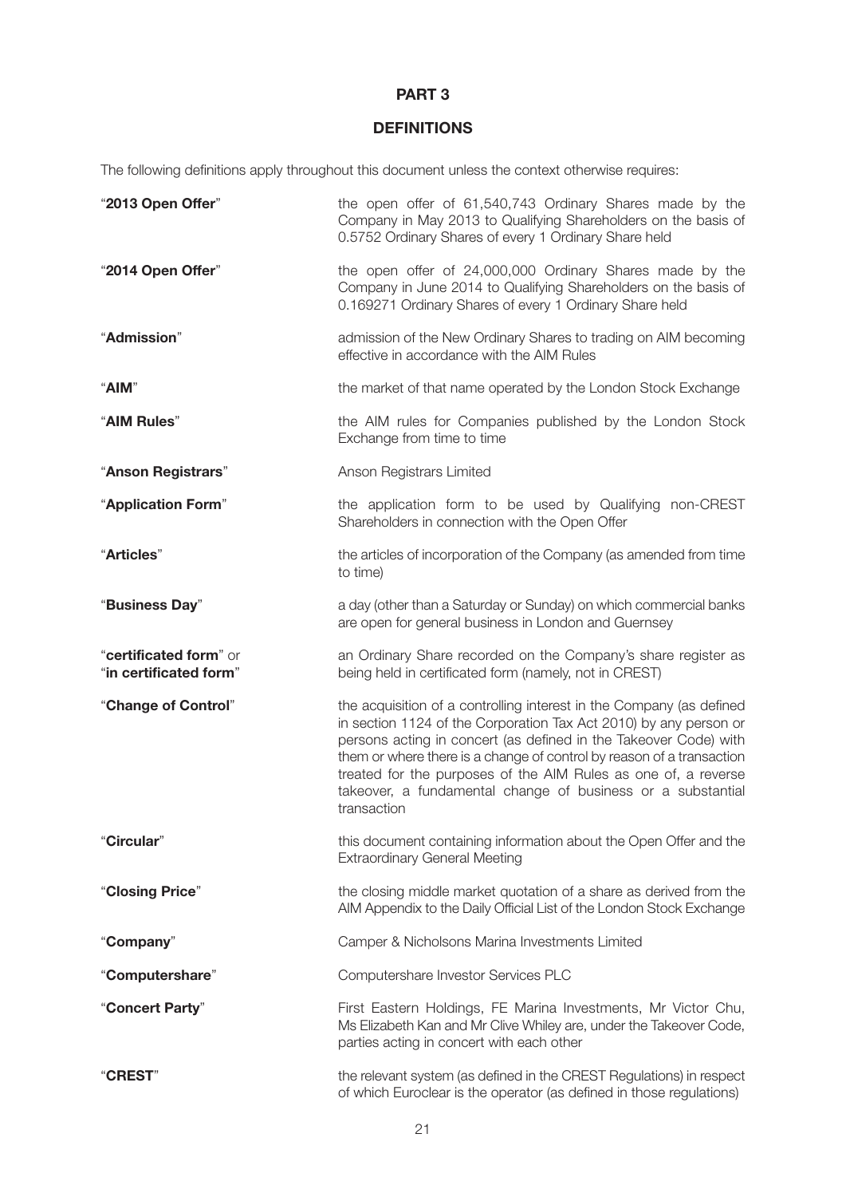# PART 3

## DEFINITIONS

The following definitions apply throughout this document unless the context otherwise requires:

| | |
|---|---|
| "**2013 Open Offer**" | the open offer of 61,540,743 Ordinary Shares made by the Company in May 2013 to Qualifying Shareholders on the basis of 0.5752 Ordinary Shares of every 1 Ordinary Share held |
| "**2014 Open Offer**" | the open offer of 24,000,000 Ordinary Shares made by the Company in June 2014 to Qualifying Shareholders on the basis of 0.169271 Ordinary Shares of every 1 Ordinary Share held |
| "**Admission**" | admission of the New Ordinary Shares to trading on AIM becoming effective in accordance with the AIM Rules |
| "**AIM**" | the market of that name operated by the London Stock Exchange |
| "**AIM Rules**" | the AIM rules for Companies published by the London Stock Exchange from time to time |
| "**Anson Registrars**" | Anson Registrars Limited |
| "**Application Form**" | the application form to be used by Qualifying non-CREST Shareholders in connection with the Open Offer |
| "**Articles**" | the articles of incorporation of the Company (as amended from time to time) |
| "**Business Day**" | a day (other than a Saturday or Sunday) on which commercial banks are open for general business in London and Guernsey |
| "**certificated form**" or "**in certificated form**" | an Ordinary Share recorded on the Company's share register as being held in certificated form (namely, not in CREST) |
| "**Change of Control**" | the acquisition of a controlling interest in the Company (as defined in section 1124 of the Corporation Tax Act 2010) by any person or persons acting in concert (as defined in the Takeover Code) with them or where there is a change of control by reason of a transaction treated for the purposes of the AIM Rules as one of, a reverse takeover, a fundamental change of business or a substantial transaction |
| "**Circular**" | this document containing information about the Open Offer and the Extraordinary General Meeting |
| "**Closing Price**" | the closing middle market quotation of a share as derived from the AIM Appendix to the Daily Official List of the London Stock Exchange |
| "**Company**" | Camper & Nicholsons Marina Investments Limited |
| "**Computershare**" | Computershare Investor Services PLC |
| "**Concert Party**" | First Eastern Holdings, FE Marina Investments, Mr Victor Chu, Ms Elizabeth Kan and Mr Clive Whiley are, under the Takeover Code, parties acting in concert with each other |
| "**CREST**" | the relevant system (as defined in the CREST Regulations) in respect of which Euroclear is the operator (as defined in those regulations) |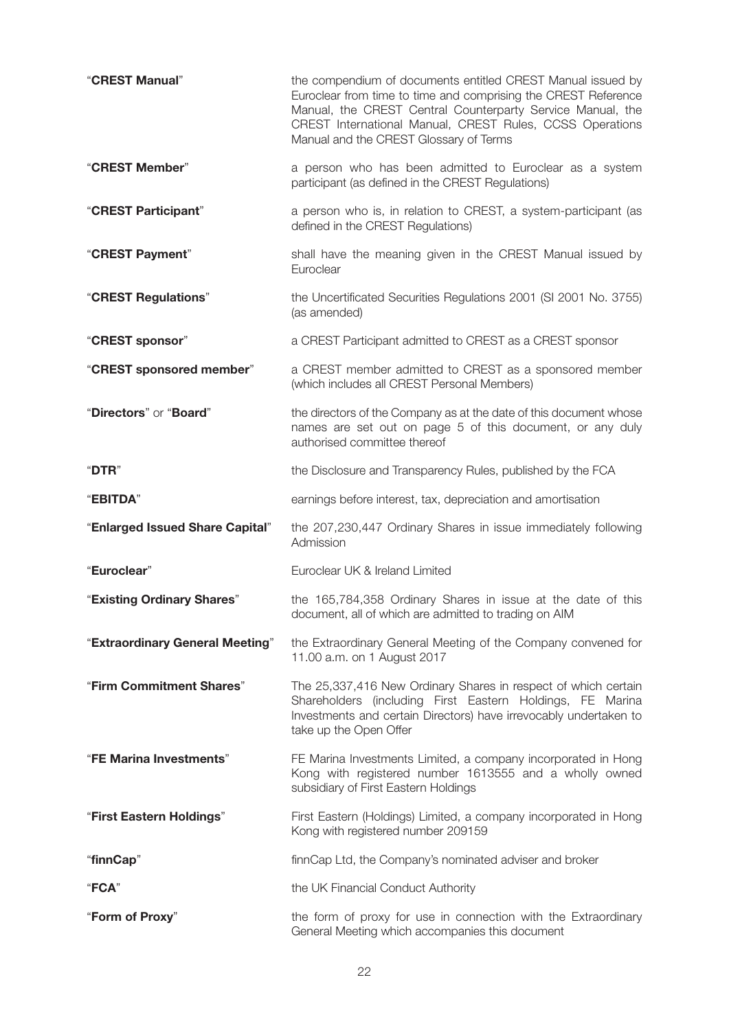| | |
|---|---|
| "**CREST Manual**" | the compendium of documents entitled CREST Manual issued by Euroclear from time to time and comprising the CREST Reference Manual, the CREST Central Counterparty Service Manual, the CREST International Manual, CREST Rules, CCSS Operations Manual and the CREST Glossary of Terms |
| "**CREST Member**" | a person who has been admitted to Euroclear as a system participant (as defined in the CREST Regulations) |
| "**CREST Participant**" | a person who is, in relation to CREST, a system-participant (as defined in the CREST Regulations) |
| "**CREST Payment**" | shall have the meaning given in the CREST Manual issued by Euroclear |
| "**CREST Regulations**" | the Uncertificated Securities Regulations 2001 (SI 2001 No. 3755) (as amended) |
| "**CREST sponsor**" | a CREST Participant admitted to CREST as a CREST sponsor |
| "**CREST sponsored member**" | a CREST member admitted to CREST as a sponsored member (which includes all CREST Personal Members) |
| "**Directors**" or "**Board**" | the directors of the Company as at the date of this document whose names are set out on page 5 of this document, or any duly authorised committee thereof |
| "**DTR**" | the Disclosure and Transparency Rules, published by the FCA |
| "**EBITDA**" | earnings before interest, tax, depreciation and amortisation |
| "**Enlarged Issued Share Capital**" | the 207,230,447 Ordinary Shares in issue immediately following Admission |
| "**Euroclear**" | Euroclear UK & Ireland Limited |
| "**Existing Ordinary Shares**" | the 165,784,358 Ordinary Shares in issue at the date of this document, all of which are admitted to trading on AIM |
| "**Extraordinary General Meeting**" | the Extraordinary General Meeting of the Company convened for 11.00 a.m. on 1 August 2017 |
| "**Firm Commitment Shares**" | The 25,337,416 New Ordinary Shares in respect of which certain Shareholders (including First Eastern Holdings, FE Marina Investments and certain Directors) have irrevocably undertaken to take up the Open Offer |
| "**FE Marina Investments**" | FE Marina Investments Limited, a company incorporated in Hong Kong with registered number 1613555 and a wholly owned subsidiary of First Eastern Holdings |
| "**First Eastern Holdings**" | First Eastern (Holdings) Limited, a company incorporated in Hong Kong with registered number 209159 |
| "**finnCap**" | finnCap Ltd, the Company's nominated adviser and broker |
| "**FCA**" | the UK Financial Conduct Authority |
| "**Form of Proxy**" | the form of proxy for use in connection with the Extraordinary General Meeting which accompanies this document |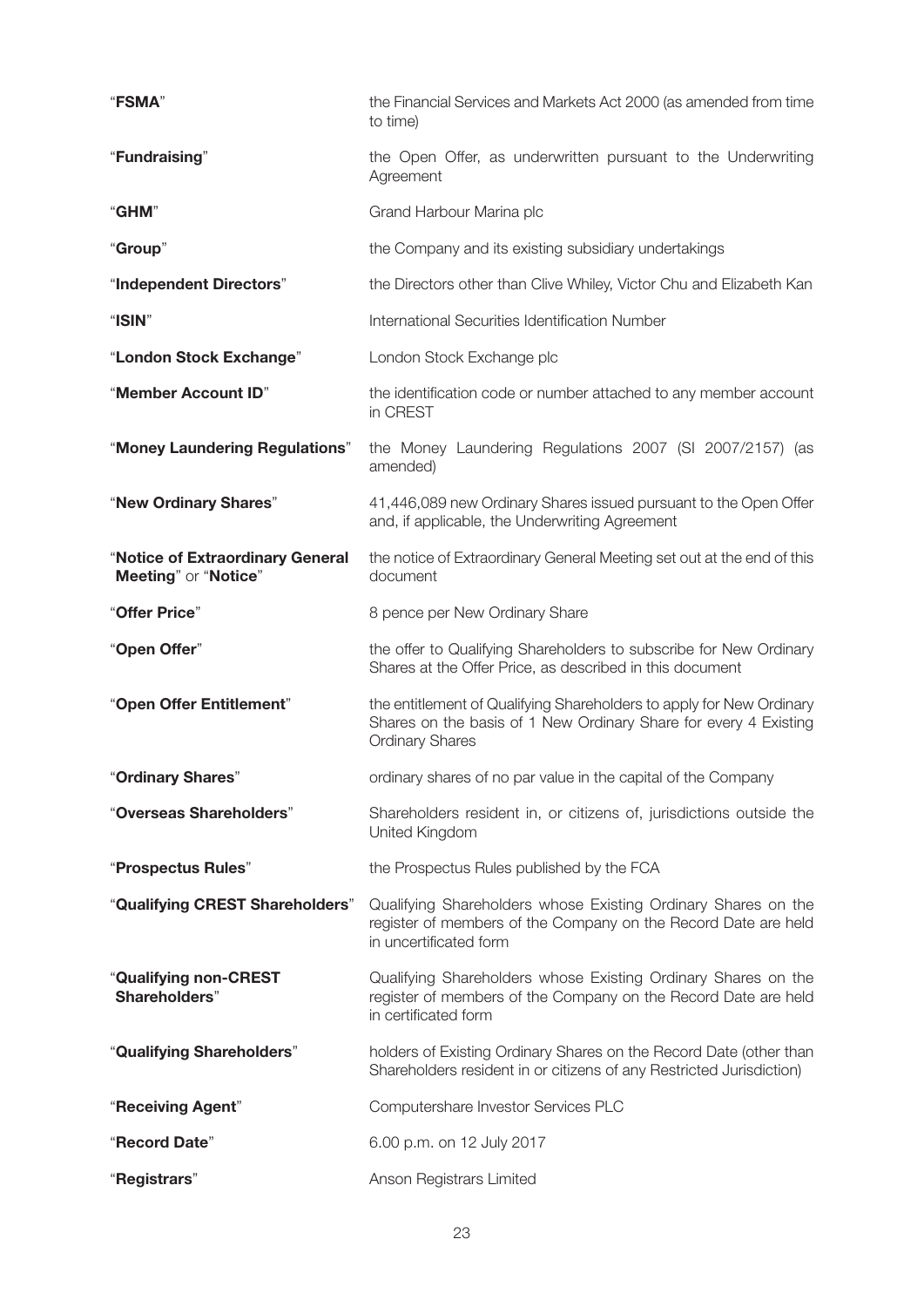| | |
|---|---|
| "**FSMA**" | the Financial Services and Markets Act 2000 (as amended from time to time) |
| "**Fundraising**" | the Open Offer, as underwritten pursuant to the Underwriting Agreement |
| "**GHM**" | Grand Harbour Marina plc |
| "**Group**" | the Company and its existing subsidiary undertakings |
| "**Independent Directors**" | the Directors other than Clive Whiley, Victor Chu and Elizabeth Kan |
| "**ISIN**" | International Securities Identification Number |
| "**London Stock Exchange**" | London Stock Exchange plc |
| "**Member Account ID**" | the identification code or number attached to any member account in CREST |
| "**Money Laundering Regulations**" | the Money Laundering Regulations 2007 (SI 2007/2157) (as amended) |
| "**New Ordinary Shares**" | 41,446,089 new Ordinary Shares issued pursuant to the Open Offer and, if applicable, the Underwriting Agreement |
| "**Notice of Extraordinary General Meeting**" or "**Notice**" | the notice of Extraordinary General Meeting set out at the end of this document |
| "**Offer Price**" | 8 pence per New Ordinary Share |
| "**Open Offer**" | the offer to Qualifying Shareholders to subscribe for New Ordinary Shares at the Offer Price, as described in this document |
| "**Open Offer Entitlement**" | the entitlement of Qualifying Shareholders to apply for New Ordinary Shares on the basis of 1 New Ordinary Share for every 4 Existing Ordinary Shares |
| "**Ordinary Shares**" | ordinary shares of no par value in the capital of the Company |
| "**Overseas Shareholders**" | Shareholders resident in, or citizens of, jurisdictions outside the United Kingdom |
| "**Prospectus Rules**" | the Prospectus Rules published by the FCA |
| "**Qualifying CREST Shareholders**" | Qualifying Shareholders whose Existing Ordinary Shares on the register of members of the Company on the Record Date are held in uncertificated form |
| "**Qualifying non-CREST Shareholders**" | Qualifying Shareholders whose Existing Ordinary Shares on the register of members of the Company on the Record Date are held in certificated form |
| "**Qualifying Shareholders**" | holders of Existing Ordinary Shares on the Record Date (other than Shareholders resident in or citizens of any Restricted Jurisdiction) |
| "**Receiving Agent**" | Computershare Investor Services PLC |
| "**Record Date**" | 6.00 p.m. on 12 July 2017 |
| "**Registrars**" | Anson Registrars Limited |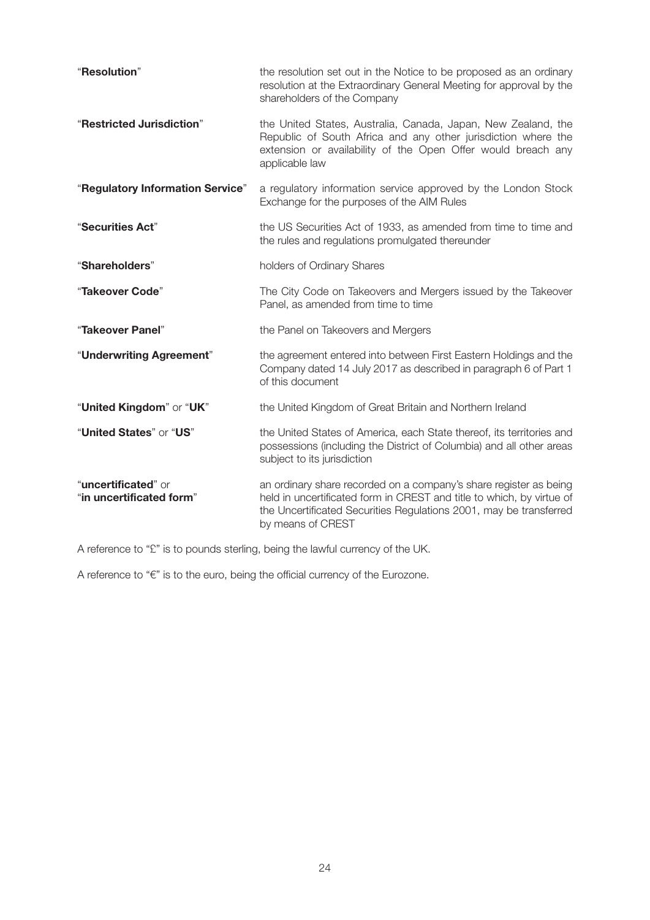| | |
|---|---|
| "**Resolution**" | the resolution set out in the Notice to be proposed as an ordinary resolution at the Extraordinary General Meeting for approval by the shareholders of the Company |
| "**Restricted Jurisdiction**" | the United States, Australia, Canada, Japan, New Zealand, the Republic of South Africa and any other jurisdiction where the extension or availability of the Open Offer would breach any applicable law |
| "**Regulatory Information Service**" | a regulatory information service approved by the London Stock Exchange for the purposes of the AIM Rules |
| "**Securities Act**" | the US Securities Act of 1933, as amended from time to time and the rules and regulations promulgated thereunder |
| "**Shareholders**" | holders of Ordinary Shares |
| "**Takeover Code**" | The City Code on Takeovers and Mergers issued by the Takeover Panel, as amended from time to time |
| "**Takeover Panel**" | the Panel on Takeovers and Mergers |
| "**Underwriting Agreement**" | the agreement entered into between First Eastern Holdings and the Company dated 14 July 2017 as described in paragraph 6 of Part 1 of this document |
| "**United Kingdom**" or "**UK**" | the United Kingdom of Great Britain and Northern Ireland |
| "**United States**" or "**US**" | the United States of America, each State thereof, its territories and possessions (including the District of Columbia) and all other areas subject to its jurisdiction |
| "**uncertificated**" or "**in uncertificated form**" | an ordinary share recorded on a company's share register as being held in uncertificated form in CREST and title to which, by virtue of the Uncertificated Securities Regulations 2001, may be transferred by means of CREST |

A reference to "£" is to pounds sterling, being the lawful currency of the UK.

A reference to "€" is to the euro, being the official currency of the Eurozone.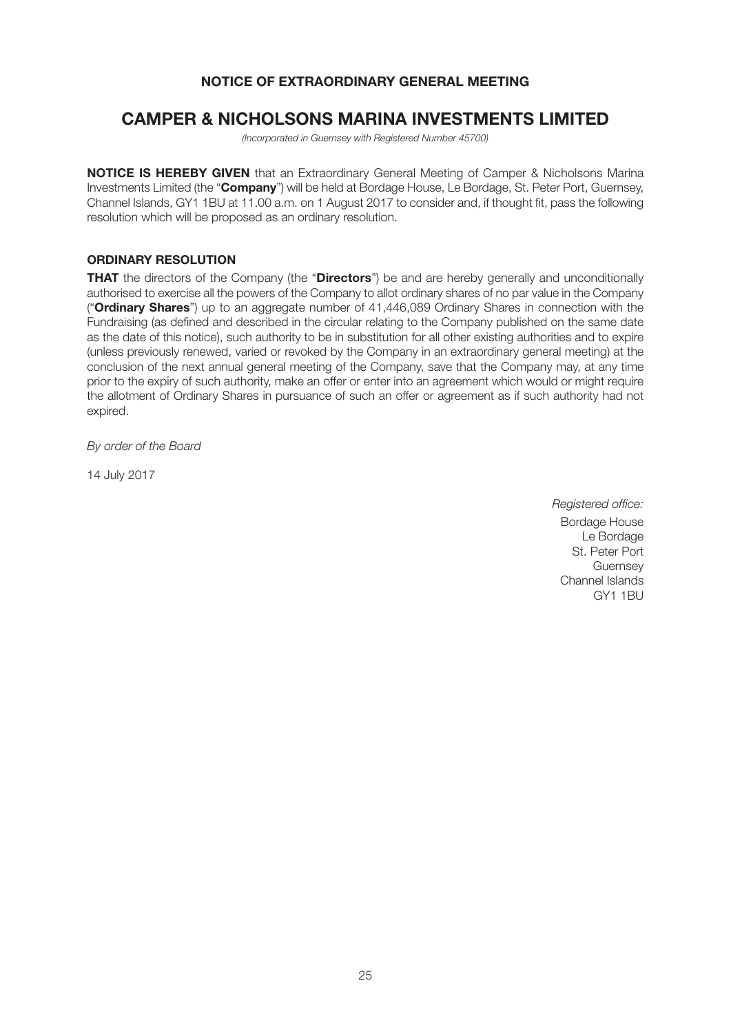**NOTICE OF EXTRAORDINARY GENERAL MEETING**

# CAMPER & NICHOLSONS MARINA INVESTMENTS LIMITED

*(Incorporated in Guernsey with Registered Number 45700)*

**NOTICE IS HEREBY GIVEN** that an Extraordinary General Meeting of Camper & Nicholsons Marina Investments Limited (the "**Company**") will be held at Bordage House, Le Bordage, St. Peter Port, Guernsey, Channel Islands, GY1 1BU at 11.00 a.m. on 1 August 2017 to consider and, if thought fit, pass the following resolution which will be proposed as an ordinary resolution.

**ORDINARY RESOLUTION**

**THAT** the directors of the Company (the "**Directors**") be and are hereby generally and unconditionally authorised to exercise all the powers of the Company to allot ordinary shares of no par value in the Company ("**Ordinary Shares**") up to an aggregate number of 41,446,089 Ordinary Shares in connection with the Fundraising (as defined and described in the circular relating to the Company published on the same date as the date of this notice), such authority to be in substitution for all other existing authorities and to expire (unless previously renewed, varied or revoked by the Company in an extraordinary general meeting) at the conclusion of the next annual general meeting of the Company, save that the Company may, at any time prior to the expiry of such authority, make an offer or enter into an agreement which would or might require the allotment of Ordinary Shares in pursuance of such an offer or agreement as if such authority had not expired.

*By order of the Board*

14 July 2017

*Registered office:*

Bordage House
Le Bordage
St. Peter Port
Guernsey
Channel Islands
GY1 1BU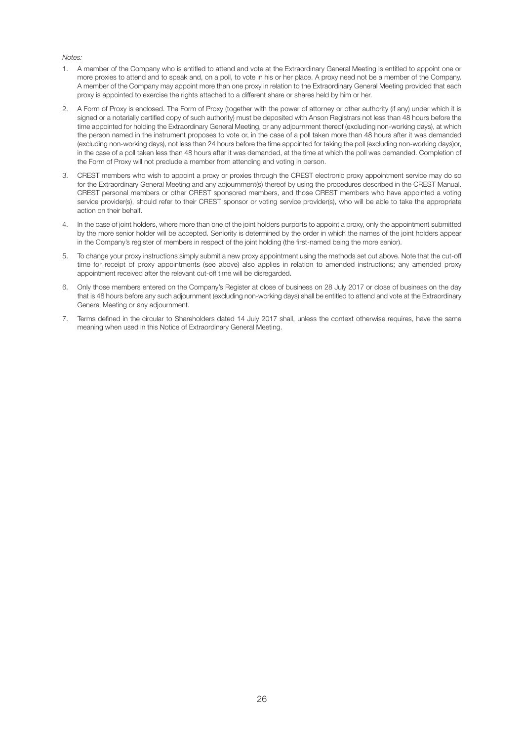*Notes:*

1. A member of the Company who is entitled to attend and vote at the Extraordinary General Meeting is entitled to appoint one or more proxies to attend and to speak and, on a poll, to vote in his or her place. A proxy need not be a member of the Company. A member of the Company may appoint more than one proxy in relation to the Extraordinary General Meeting provided that each proxy is appointed to exercise the rights attached to a different share or shares held by him or her.

2. A Form of Proxy is enclosed. The Form of Proxy (together with the power of attorney or other authority (if any) under which it is signed or a notarially certified copy of such authority) must be deposited with Anson Registrars not less than 48 hours before the time appointed for holding the Extraordinary General Meeting, or any adjournment thereof (excluding non-working days), at which the person named in the instrument proposes to vote or, in the case of a poll taken more than 48 hours after it was demanded (excluding non-working days), not less than 24 hours before the time appointed for taking the poll (excluding non-working days)or, in the case of a poll taken less than 48 hours after it was demanded, at the time at which the poll was demanded. Completion of the Form of Proxy will not preclude a member from attending and voting in person.

3. CREST members who wish to appoint a proxy or proxies through the CREST electronic proxy appointment service may do so for the Extraordinary General Meeting and any adjournment(s) thereof by using the procedures described in the CREST Manual. CREST personal members or other CREST sponsored members, and those CREST members who have appointed a voting service provider(s), should refer to their CREST sponsor or voting service provider(s), who will be able to take the appropriate action on their behalf.

4. In the case of joint holders, where more than one of the joint holders purports to appoint a proxy, only the appointment submitted by the more senior holder will be accepted. Seniority is determined by the order in which the names of the joint holders appear in the Company's register of members in respect of the joint holding (the first-named being the more senior).

5. To change your proxy instructions simply submit a new proxy appointment using the methods set out above. Note that the cut-off time for receipt of proxy appointments (see above) also applies in relation to amended instructions; any amended proxy appointment received after the relevant cut-off time will be disregarded.

6. Only those members entered on the Company's Register at close of business on 28 July 2017 or close of business on the day that is 48 hours before any such adjournment (excluding non-working days) shall be entitled to attend and vote at the Extraordinary General Meeting or any adjournment.

7. Terms defined in the circular to Shareholders dated 14 July 2017 shall, unless the context otherwise requires, have the same meaning when used in this Notice of Extraordinary General Meeting.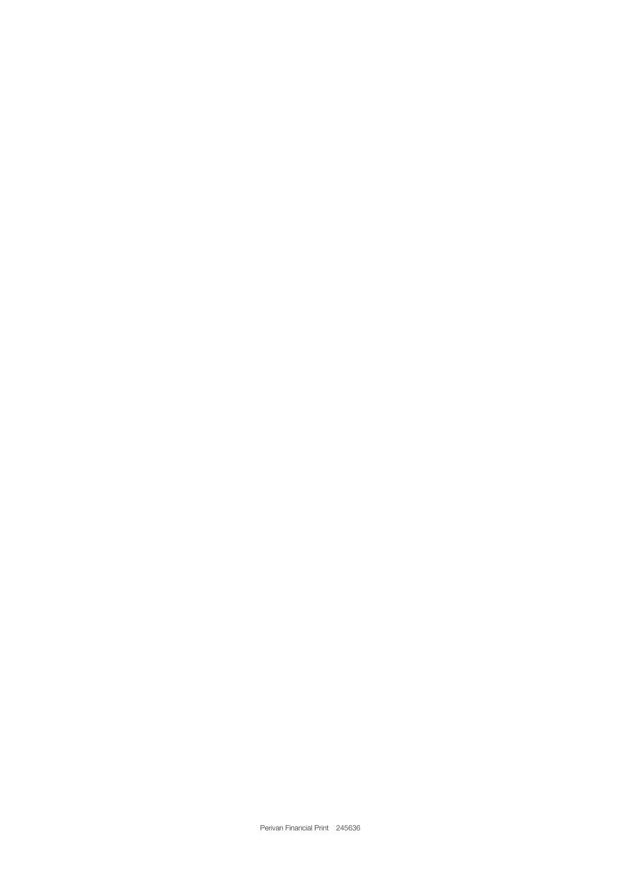Perivan Financial Print 245636